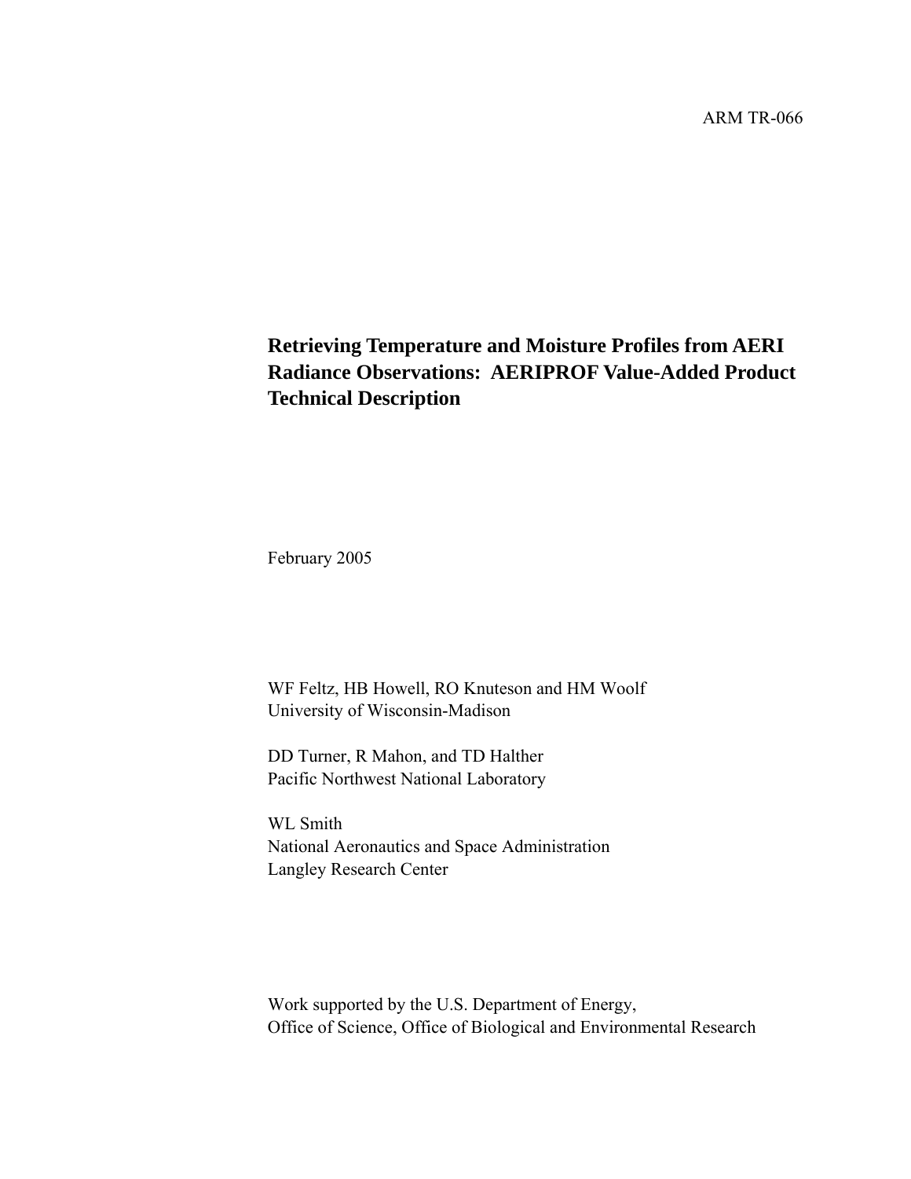ARM TR-066

# Retrieving Temperature and Moisture Profiles from AERI Radiance Observations: AERIPROF Value-Added Product Technical Description

February 2005

WF Feltz, HB Howell, RO Knuteson and HM Woolf
University of Wisconsin-Madison

DD Turner, R Mahon, and TD Halther
Pacific Northwest National Laboratory

WL Smith
National Aeronautics and Space Administration
Langley Research Center

Work supported by the U.S. Department of Energy,
Office of Science, Office of Biological and Environmental Research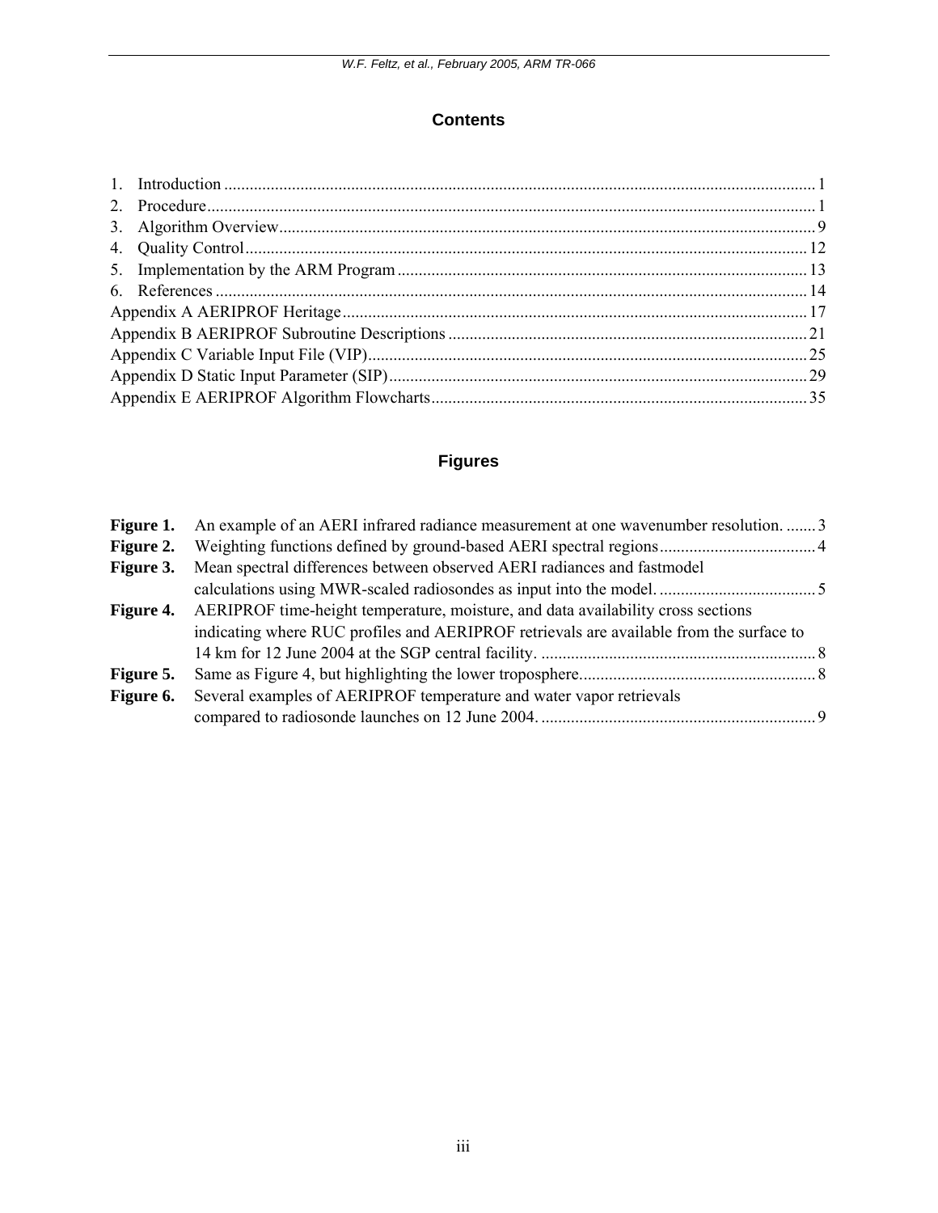## Contents

1. Introduction ........................................................................................................................................ 1
2. Procedure............................................................................................................................................. 1
3. Algorithm Overview............................................................................................................................ 9
4. Quality Control.................................................................................................................................. 12
5. Implementation by the ARM Program ............................................................................................... 13
6. References .......................................................................................................................................... 14

Appendix A AERIPROF Heritage............................................................................................................ 17
Appendix B AERIPROF Subroutine Descriptions .................................................................................... 21
Appendix C Variable Input File (VIP)...................................................................................................... 25
Appendix D Static Input Parameter (SIP)................................................................................................. 29
Appendix E AERIPROF Algorithm Flowcharts........................................................................................ 35

## Figures

**Figure 1.** An example of an AERI infrared radiance measurement at one wavenumber resolution. ....... 3

**Figure 2.** Weighting functions defined by ground-based AERI spectral regions..................................... 4

**Figure 3.** Mean spectral differences between observed AERI radiances and fastmodel calculations using MWR-scaled radiosondes as input into the model. ..................................... 5

**Figure 4.** AERIPROF time-height temperature, moisture, and data availability cross sections indicating where RUC profiles and AERIPROF retrievals are available from the surface to 14 km for 12 June 2004 at the SGP central facility. ................................................................ 8

**Figure 5.** Same as Figure 4, but highlighting the lower troposphere....................................................... 8

**Figure 6.** Several examples of AERIPROF temperature and water vapor retrievals compared to radiosonde launches on 12 June 2004. ................................................................ 9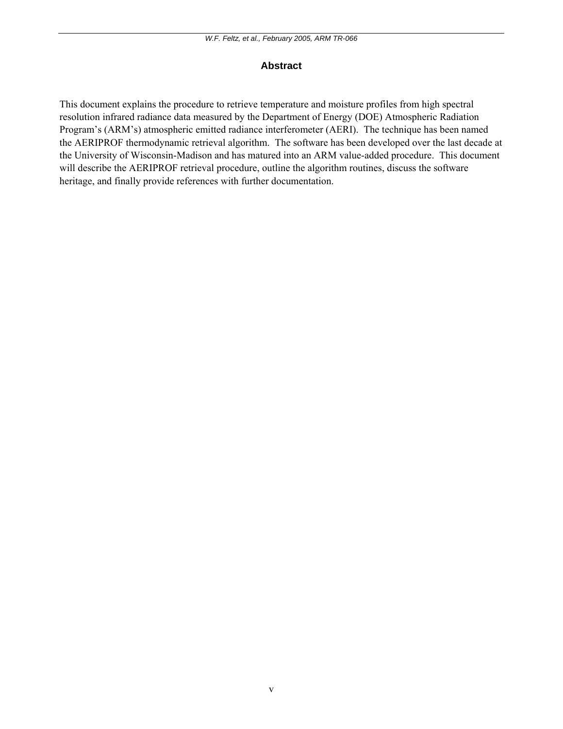# Abstract

This document explains the procedure to retrieve temperature and moisture profiles from high spectral resolution infrared radiance data measured by the Department of Energy (DOE) Atmospheric Radiation Program's (ARM's) atmospheric emitted radiance interferometer (AERI). The technique has been named the AERIPROF thermodynamic retrieval algorithm. The software has been developed over the last decade at the University of Wisconsin-Madison and has matured into an ARM value-added procedure. This document will describe the AERIPROF retrieval procedure, outline the algorithm routines, discuss the software heritage, and finally provide references with further documentation.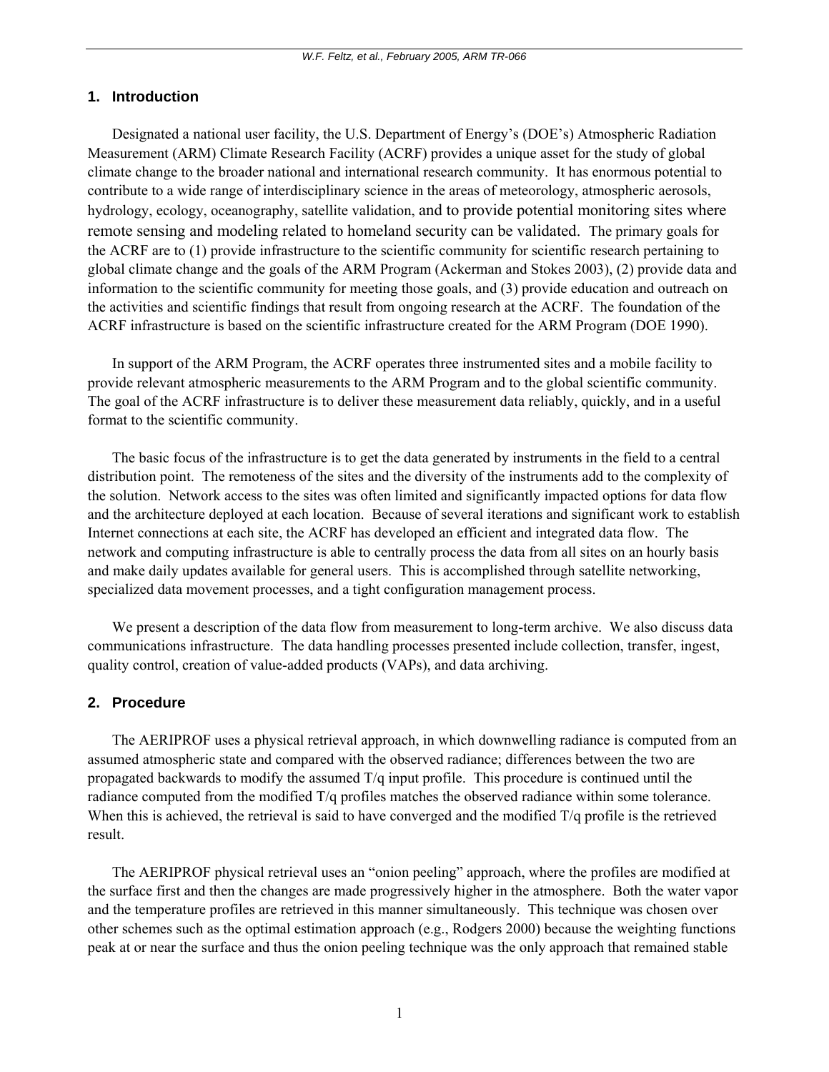## 1. Introduction

Designated a national user facility, the U.S. Department of Energy's (DOE's) Atmospheric Radiation Measurement (ARM) Climate Research Facility (ACRF) provides a unique asset for the study of global climate change to the broader national and international research community. It has enormous potential to contribute to a wide range of interdisciplinary science in the areas of meteorology, atmospheric aerosols, hydrology, ecology, oceanography, satellite validation, and to provide potential monitoring sites where remote sensing and modeling related to homeland security can be validated. The primary goals for the ACRF are to (1) provide infrastructure to the scientific community for scientific research pertaining to global climate change and the goals of the ARM Program (Ackerman and Stokes 2003), (2) provide data and information to the scientific community for meeting those goals, and (3) provide education and outreach on the activities and scientific findings that result from ongoing research at the ACRF. The foundation of the ACRF infrastructure is based on the scientific infrastructure created for the ARM Program (DOE 1990).

In support of the ARM Program, the ACRF operates three instrumented sites and a mobile facility to provide relevant atmospheric measurements to the ARM Program and to the global scientific community. The goal of the ACRF infrastructure is to deliver these measurement data reliably, quickly, and in a useful format to the scientific community.

The basic focus of the infrastructure is to get the data generated by instruments in the field to a central distribution point. The remoteness of the sites and the diversity of the instruments add to the complexity of the solution. Network access to the sites was often limited and significantly impacted options for data flow and the architecture deployed at each location. Because of several iterations and significant work to establish Internet connections at each site, the ACRF has developed an efficient and integrated data flow. The network and computing infrastructure is able to centrally process the data from all sites on an hourly basis and make daily updates available for general users. This is accomplished through satellite networking, specialized data movement processes, and a tight configuration management process.

We present a description of the data flow from measurement to long-term archive. We also discuss data communications infrastructure. The data handling processes presented include collection, transfer, ingest, quality control, creation of value-added products (VAPs), and data archiving.

## 2. Procedure

The AERIPROF uses a physical retrieval approach, in which downwelling radiance is computed from an assumed atmospheric state and compared with the observed radiance; differences between the two are propagated backwards to modify the assumed T/q input profile. This procedure is continued until the radiance computed from the modified T/q profiles matches the observed radiance within some tolerance. When this is achieved, the retrieval is said to have converged and the modified T/q profile is the retrieved result.

The AERIPROF physical retrieval uses an "onion peeling" approach, where the profiles are modified at the surface first and then the changes are made progressively higher in the atmosphere. Both the water vapor and the temperature profiles are retrieved in this manner simultaneously. This technique was chosen over other schemes such as the optimal estimation approach (e.g., Rodgers 2000) because the weighting functions peak at or near the surface and thus the onion peeling technique was the only approach that remained stable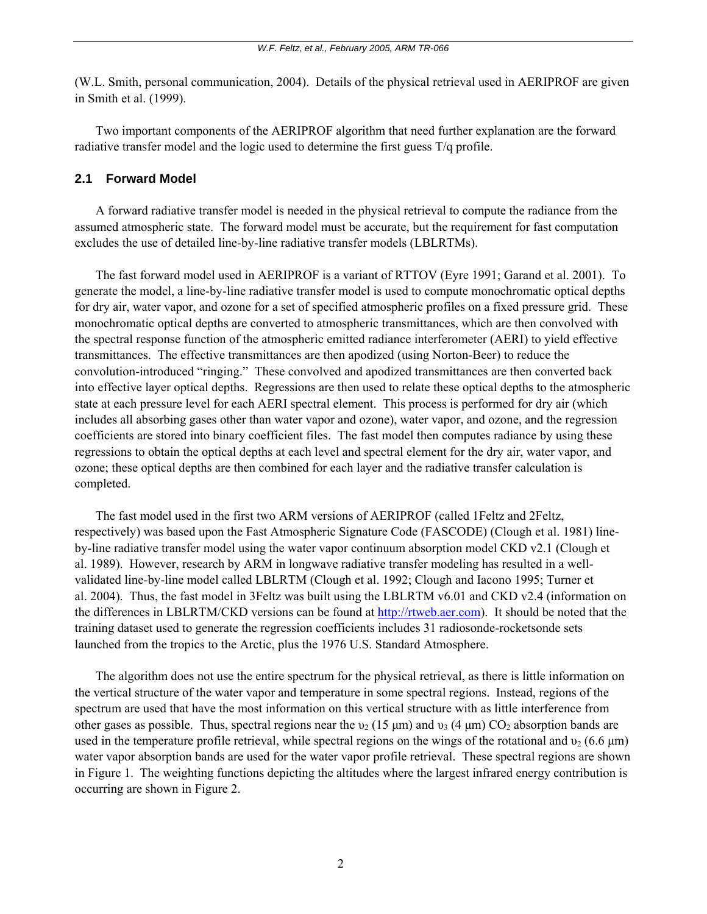(W.L. Smith, personal communication, 2004). Details of the physical retrieval used in AERIPROF are given in Smith et al. (1999).

Two important components of the AERIPROF algorithm that need further explanation are the forward radiative transfer model and the logic used to determine the first guess T/q profile.

### 2.1 Forward Model

A forward radiative transfer model is needed in the physical retrieval to compute the radiance from the assumed atmospheric state. The forward model must be accurate, but the requirement for fast computation excludes the use of detailed line-by-line radiative transfer models (LBLRTMs).

The fast forward model used in AERIPROF is a variant of RTTOV (Eyre 1991; Garand et al. 2001). To generate the model, a line-by-line radiative transfer model is used to compute monochromatic optical depths for dry air, water vapor, and ozone for a set of specified atmospheric profiles on a fixed pressure grid. These monochromatic optical depths are converted to atmospheric transmittances, which are then convolved with the spectral response function of the atmospheric emitted radiance interferometer (AERI) to yield effective transmittances. The effective transmittances are then apodized (using Norton-Beer) to reduce the convolution-introduced "ringing." These convolved and apodized transmittances are then converted back into effective layer optical depths. Regressions are then used to relate these optical depths to the atmospheric state at each pressure level for each AERI spectral element. This process is performed for dry air (which includes all absorbing gases other than water vapor and ozone), water vapor, and ozone, and the regression coefficients are stored into binary coefficient files. The fast model then computes radiance by using these regressions to obtain the optical depths at each level and spectral element for the dry air, water vapor, and ozone; these optical depths are then combined for each layer and the radiative transfer calculation is completed.

The fast model used in the first two ARM versions of AERIPROF (called 1Feltz and 2Feltz, respectively) was based upon the Fast Atmospheric Signature Code (FASCODE) (Clough et al. 1981) line-by-line radiative transfer model using the water vapor continuum absorption model CKD v2.1 (Clough et al. 1989). However, research by ARM in longwave radiative transfer modeling has resulted in a well-validated line-by-line model called LBLRTM (Clough et al. 1992; Clough and Iacono 1995; Turner et al. 2004). Thus, the fast model in 3Feltz was built using the LBLRTM v6.01 and CKD v2.4 (information on the differences in LBLRTM/CKD versions can be found at http://rtweb.aer.com). It should be noted that the training dataset used to generate the regression coefficients includes 31 radiosonde-rocketsonde sets launched from the tropics to the Arctic, plus the 1976 U.S. Standard Atmosphere.

The algorithm does not use the entire spectrum for the physical retrieval, as there is little information on the vertical structure of the water vapor and temperature in some spectral regions. Instead, regions of the spectrum are used that have the most information on this vertical structure with as little interference from other gases as possible. Thus, spectral regions near the $\upsilon_2$ (15 μm) and $\upsilon_3$ (4 μm) $CO_2$ absorption bands are used in the temperature profile retrieval, while spectral regions on the wings of the rotational and $\upsilon_2$ (6.6 μm) water vapor absorption bands are used for the water vapor profile retrieval. These spectral regions are shown in Figure 1. The weighting functions depicting the altitudes where the largest infrared energy contribution is occurring are shown in Figure 2.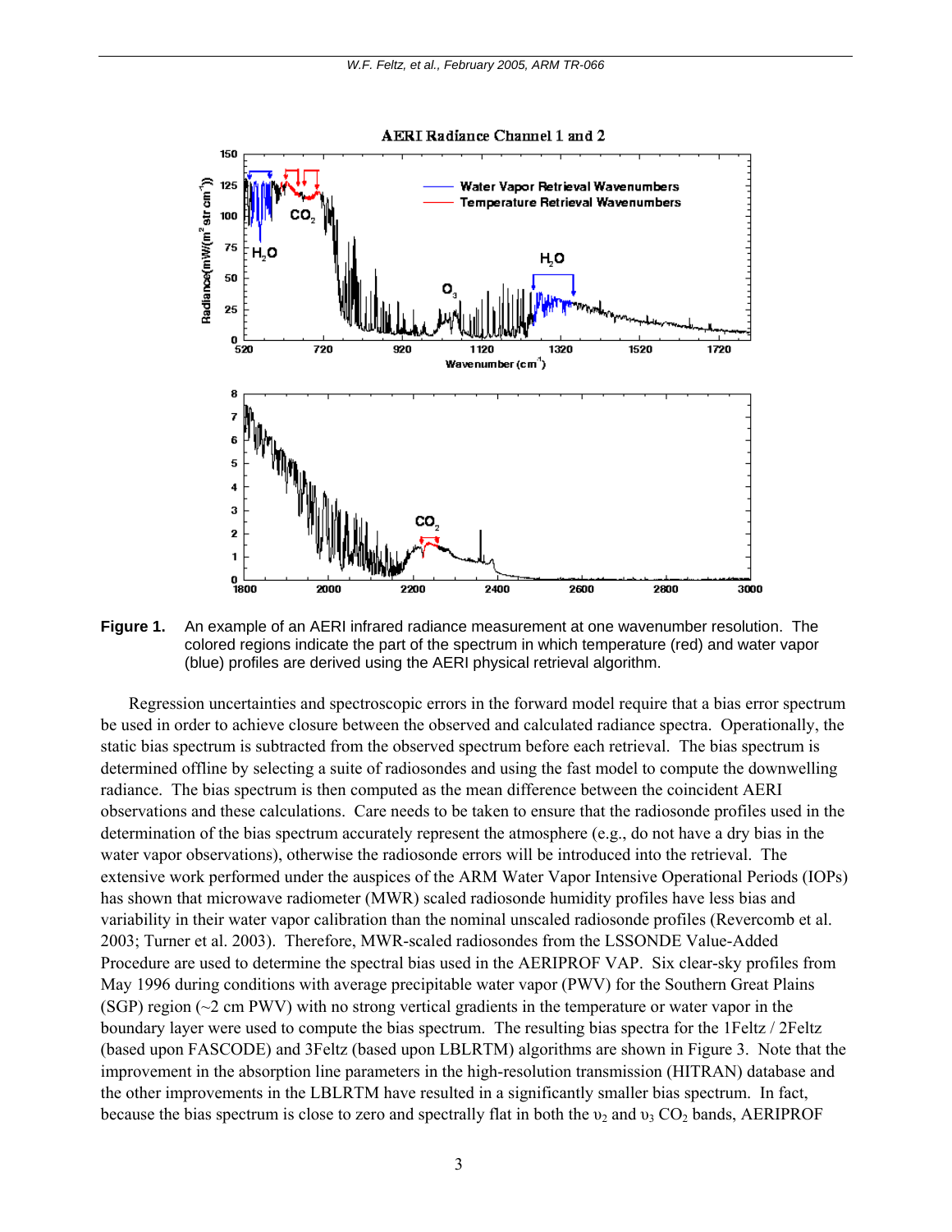**Figure 1.** An example of an AERI infrared radiance measurement at one wavenumber resolution. The colored regions indicate the part of the spectrum in which temperature (red) and water vapor (blue) profiles are derived using the AERI physical retrieval algorithm.

Regression uncertainties and spectroscopic errors in the forward model require that a bias error spectrum be used in order to achieve closure between the observed and calculated radiance spectra. Operationally, the static bias spectrum is subtracted from the observed spectrum before each retrieval. The bias spectrum is determined offline by selecting a suite of radiosondes and using the fast model to compute the downwelling radiance. The bias spectrum is then computed as the mean difference between the coincident AERI observations and these calculations. Care needs to be taken to ensure that the radiosonde profiles used in the determination of the bias spectrum accurately represent the atmosphere (e.g., do not have a dry bias in the water vapor observations), otherwise the radiosonde errors will be introduced into the retrieval. The extensive work performed under the auspices of the ARM Water Vapor Intensive Operational Periods (IOPs) has shown that microwave radiometer (MWR) scaled radiosonde humidity profiles have less bias and variability in their water vapor calibration than the nominal unscaled radiosonde profiles (Revercomb et al. 2003; Turner et al. 2003). Therefore, MWR-scaled radiosondes from the LSSONDE Value-Added Procedure are used to determine the spectral bias used in the AERIPROF VAP. Six clear-sky profiles from May 1996 during conditions with average precipitable water vapor (PWV) for the Southern Great Plains (SGP) region (~2 cm PWV) with no strong vertical gradients in the temperature or water vapor in the boundary layer were used to compute the bias spectrum. The resulting bias spectra for the 1Feltz / 2Feltz (based upon FASCODE) and 3Feltz (based upon LBLRTM) algorithms are shown in Figure 3. Note that the improvement in the absorption line parameters in the high-resolution transmission (HITRAN) database and the other improvements in the LBLRTM have resulted in a significantly smaller bias spectrum. In fact, because the bias spectrum is close to zero and spectrally flat in both the $\upsilon_2$ and $\upsilon_3$ $CO_2$ bands, AERIPROF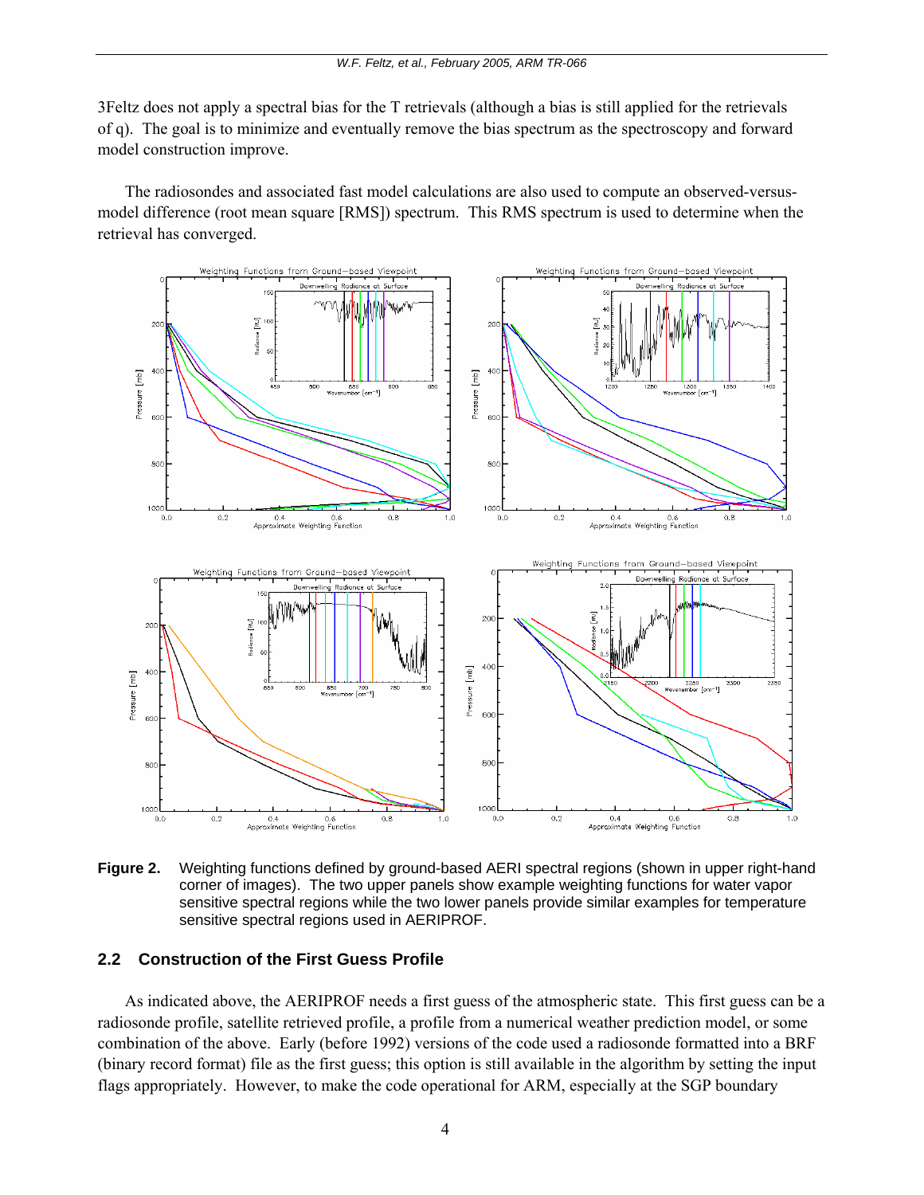3Feltz does not apply a spectral bias for the T retrievals (although a bias is still applied for the retrievals of q). The goal is to minimize and eventually remove the bias spectrum as the spectroscopy and forward model construction improve.

The radiosondes and associated fast model calculations are also used to compute an observed-versus-model difference (root mean square [RMS]) spectrum. This RMS spectrum is used to determine when the retrieval has converged.

**Figure 2.** Weighting functions defined by ground-based AERI spectral regions (shown in upper right-hand corner of images). The two upper panels show example weighting functions for water vapor sensitive spectral regions while the two lower panels provide similar examples for temperature sensitive spectral regions used in AERIPROF.

## 2.2 Construction of the First Guess Profile

As indicated above, the AERIPROF needs a first guess of the atmospheric state. This first guess can be a radiosonde profile, satellite retrieved profile, a profile from a numerical weather prediction model, or some combination of the above. Early (before 1992) versions of the code used a radiosonde formatted into a BRF (binary record format) file as the first guess; this option is still available in the algorithm by setting the input flags appropriately. However, to make the code operational for ARM, especially at the SGP boundary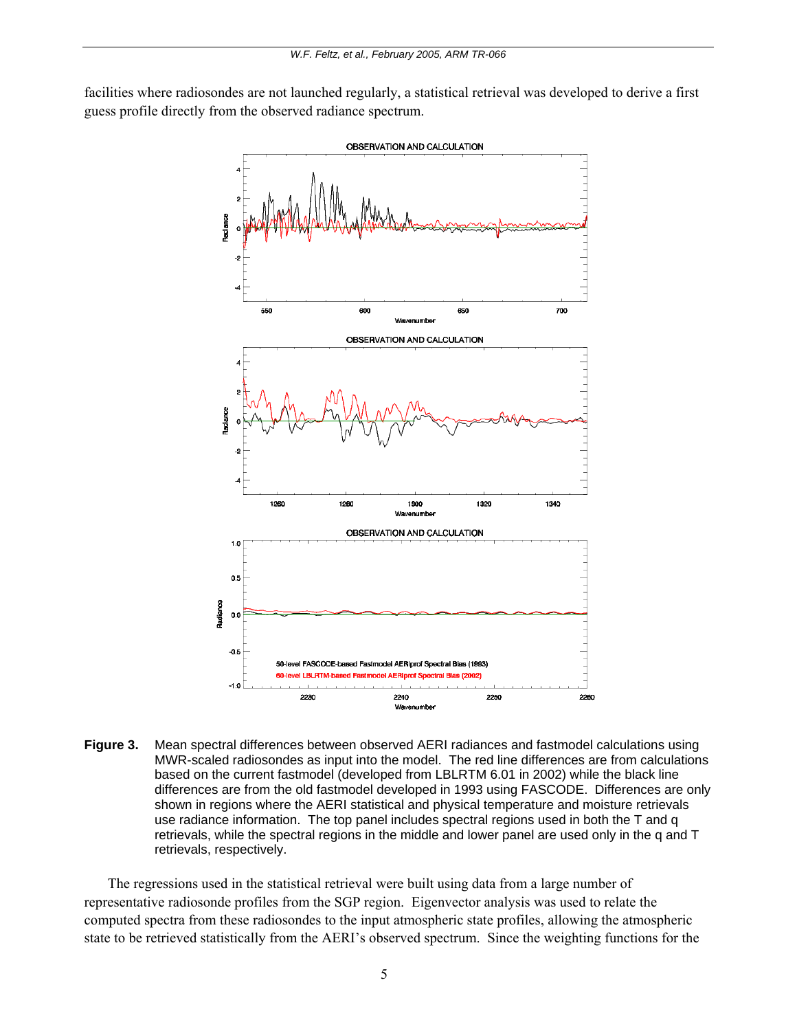facilities where radiosondes are not launched regularly, a statistical retrieval was developed to derive a first guess profile directly from the observed radiance spectrum.

**Figure 3.** Mean spectral differences between observed AERI radiances and fastmodel calculations using MWR-scaled radiosondes as input into the model. The red line differences are from calculations based on the current fastmodel (developed from LBLRTM 6.01 in 2002) while the black line differences are from the old fastmodel developed in 1993 using FASCODE. Differences are only shown in regions where the AERI statistical and physical temperature and moisture retrievals use radiance information. The top panel includes spectral regions used in both the T and q retrievals, while the spectral regions in the middle and lower panel are used only in the q and T retrievals, respectively.

The regressions used in the statistical retrieval were built using data from a large number of representative radiosonde profiles from the SGP region. Eigenvector analysis was used to relate the computed spectra from these radiosondes to the input atmospheric state profiles, allowing the atmospheric state to be retrieved statistically from the AERI's observed spectrum. Since the weighting functions for the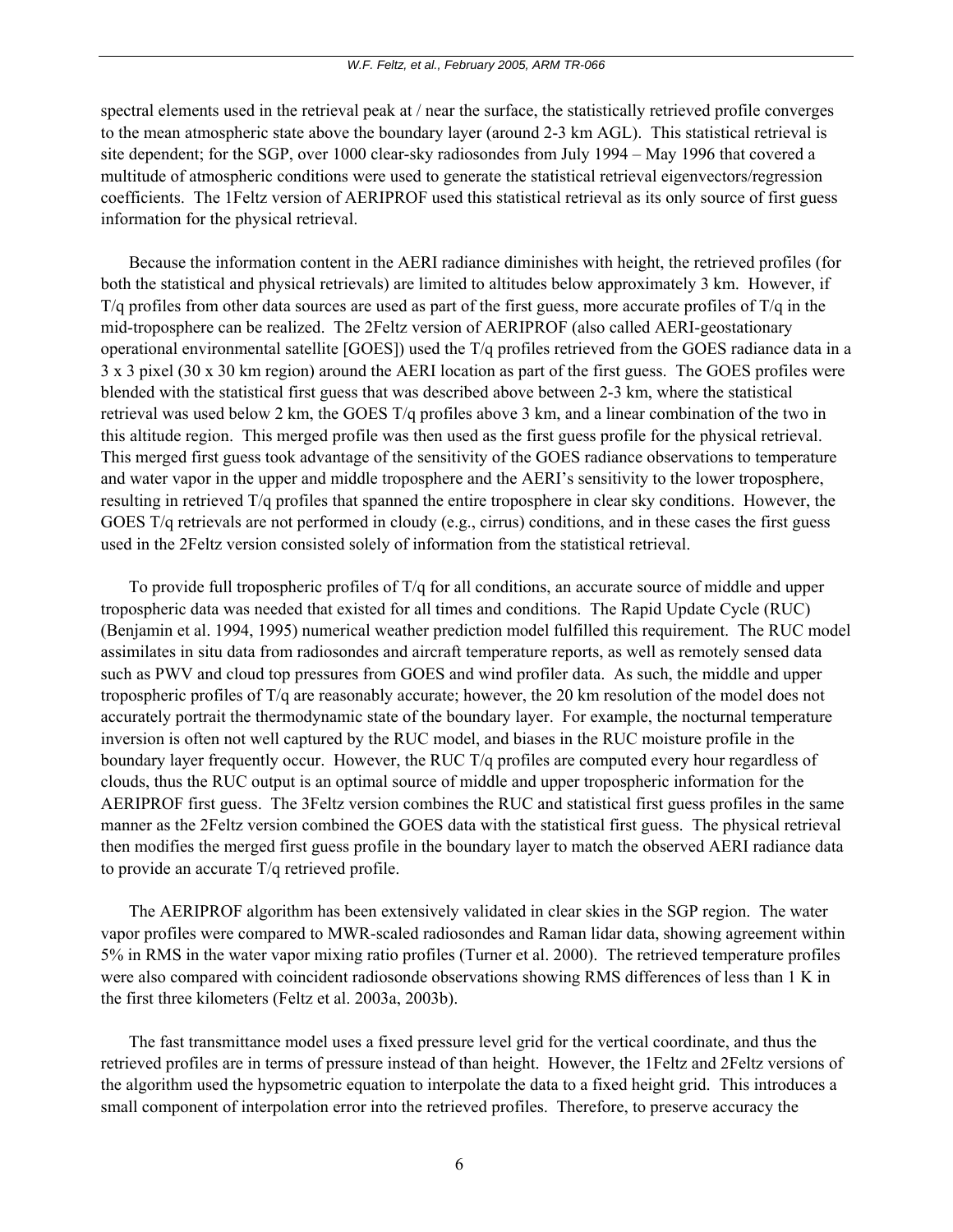spectral elements used in the retrieval peak at / near the surface, the statistically retrieved profile converges to the mean atmospheric state above the boundary layer (around 2-3 km AGL). This statistical retrieval is site dependent; for the SGP, over 1000 clear-sky radiosondes from July 1994 – May 1996 that covered a multitude of atmospheric conditions were used to generate the statistical retrieval eigenvectors/regression coefficients. The 1Feltz version of AERIPROF used this statistical retrieval as its only source of first guess information for the physical retrieval.

Because the information content in the AERI radiance diminishes with height, the retrieved profiles (for both the statistical and physical retrievals) are limited to altitudes below approximately 3 km. However, if T/q profiles from other data sources are used as part of the first guess, more accurate profiles of T/q in the mid-troposphere can be realized. The 2Feltz version of AERIPROF (also called AERI-geostationary operational environmental satellite [GOES]) used the T/q profiles retrieved from the GOES radiance data in a 3 x 3 pixel (30 x 30 km region) around the AERI location as part of the first guess. The GOES profiles were blended with the statistical first guess that was described above between 2-3 km, where the statistical retrieval was used below 2 km, the GOES T/q profiles above 3 km, and a linear combination of the two in this altitude region. This merged profile was then used as the first guess profile for the physical retrieval. This merged first guess took advantage of the sensitivity of the GOES radiance observations to temperature and water vapor in the upper and middle troposphere and the AERI's sensitivity to the lower troposphere, resulting in retrieved T/q profiles that spanned the entire troposphere in clear sky conditions. However, the GOES T/q retrievals are not performed in cloudy (e.g., cirrus) conditions, and in these cases the first guess used in the 2Feltz version consisted solely of information from the statistical retrieval.

To provide full tropospheric profiles of T/q for all conditions, an accurate source of middle and upper tropospheric data was needed that existed for all times and conditions. The Rapid Update Cycle (RUC) (Benjamin et al. 1994, 1995) numerical weather prediction model fulfilled this requirement. The RUC model assimilates in situ data from radiosondes and aircraft temperature reports, as well as remotely sensed data such as PWV and cloud top pressures from GOES and wind profiler data. As such, the middle and upper tropospheric profiles of T/q are reasonably accurate; however, the 20 km resolution of the model does not accurately portrait the thermodynamic state of the boundary layer. For example, the nocturnal temperature inversion is often not well captured by the RUC model, and biases in the RUC moisture profile in the boundary layer frequently occur. However, the RUC T/q profiles are computed every hour regardless of clouds, thus the RUC output is an optimal source of middle and upper tropospheric information for the AERIPROF first guess. The 3Feltz version combines the RUC and statistical first guess profiles in the same manner as the 2Feltz version combined the GOES data with the statistical first guess. The physical retrieval then modifies the merged first guess profile in the boundary layer to match the observed AERI radiance data to provide an accurate T/q retrieved profile.

The AERIPROF algorithm has been extensively validated in clear skies in the SGP region. The water vapor profiles were compared to MWR-scaled radiosondes and Raman lidar data, showing agreement within 5% in RMS in the water vapor mixing ratio profiles (Turner et al. 2000). The retrieved temperature profiles were also compared with coincident radiosonde observations showing RMS differences of less than 1 K in the first three kilometers (Feltz et al. 2003a, 2003b).

The fast transmittance model uses a fixed pressure level grid for the vertical coordinate, and thus the retrieved profiles are in terms of pressure instead of than height. However, the 1Feltz and 2Feltz versions of the algorithm used the hypsometric equation to interpolate the data to a fixed height grid. This introduces a small component of interpolation error into the retrieved profiles. Therefore, to preserve accuracy the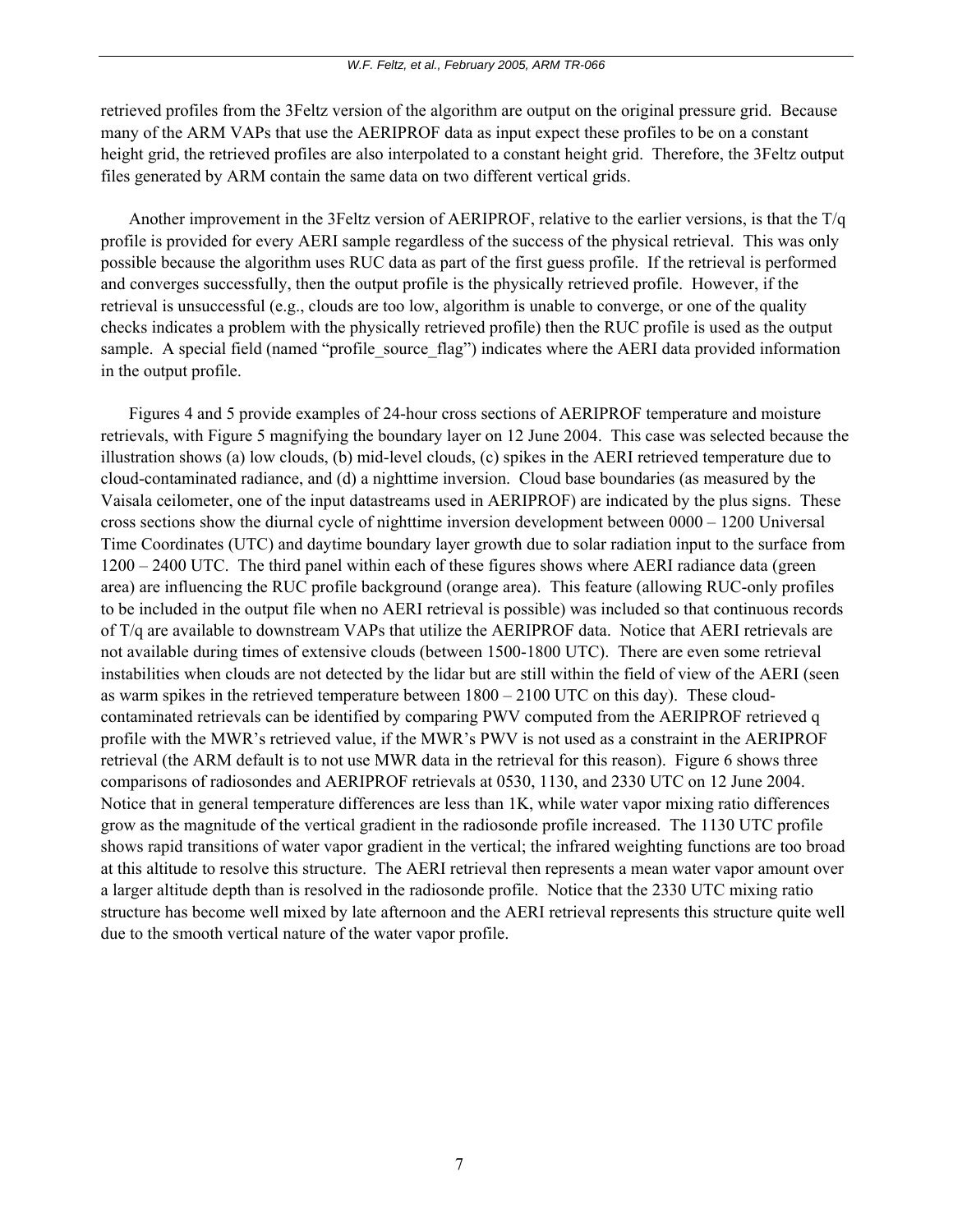retrieved profiles from the 3Feltz version of the algorithm are output on the original pressure grid. Because many of the ARM VAPs that use the AERIPROF data as input expect these profiles to be on a constant height grid, the retrieved profiles are also interpolated to a constant height grid. Therefore, the 3Feltz output files generated by ARM contain the same data on two different vertical grids.

Another improvement in the 3Feltz version of AERIPROF, relative to the earlier versions, is that the T/q profile is provided for every AERI sample regardless of the success of the physical retrieval. This was only possible because the algorithm uses RUC data as part of the first guess profile. If the retrieval is performed and converges successfully, then the output profile is the physically retrieved profile. However, if the retrieval is unsuccessful (e.g., clouds are too low, algorithm is unable to converge, or one of the quality checks indicates a problem with the physically retrieved profile) then the RUC profile is used as the output sample. A special field (named "profile_source_flag") indicates where the AERI data provided information in the output profile.

Figures 4 and 5 provide examples of 24-hour cross sections of AERIPROF temperature and moisture retrievals, with Figure 5 magnifying the boundary layer on 12 June 2004. This case was selected because the illustration shows (a) low clouds, (b) mid-level clouds, (c) spikes in the AERI retrieved temperature due to cloud-contaminated radiance, and (d) a nighttime inversion. Cloud base boundaries (as measured by the Vaisala ceilometer, one of the input datastreams used in AERIPROF) are indicated by the plus signs. These cross sections show the diurnal cycle of nighttime inversion development between 0000 – 1200 Universal Time Coordinates (UTC) and daytime boundary layer growth due to solar radiation input to the surface from 1200 – 2400 UTC. The third panel within each of these figures shows where AERI radiance data (green area) are influencing the RUC profile background (orange area). This feature (allowing RUC-only profiles to be included in the output file when no AERI retrieval is possible) was included so that continuous records of T/q are available to downstream VAPs that utilize the AERIPROF data. Notice that AERI retrievals are not available during times of extensive clouds (between 1500-1800 UTC). There are even some retrieval instabilities when clouds are not detected by the lidar but are still within the field of view of the AERI (seen as warm spikes in the retrieved temperature between 1800 – 2100 UTC on this day). These cloud-contaminated retrievals can be identified by comparing PWV computed from the AERIPROF retrieved q profile with the MWR's retrieved value, if the MWR's PWV is not used as a constraint in the AERIPROF retrieval (the ARM default is to not use MWR data in the retrieval for this reason). Figure 6 shows three comparisons of radiosondes and AERIPROF retrievals at 0530, 1130, and 2330 UTC on 12 June 2004. Notice that in general temperature differences are less than 1K, while water vapor mixing ratio differences grow as the magnitude of the vertical gradient in the radiosonde profile increased. The 1130 UTC profile shows rapid transitions of water vapor gradient in the vertical; the infrared weighting functions are too broad at this altitude to resolve this structure. The AERI retrieval then represents a mean water vapor amount over a larger altitude depth than is resolved in the radiosonde profile. Notice that the 2330 UTC mixing ratio structure has become well mixed by late afternoon and the AERI retrieval represents this structure quite well due to the smooth vertical nature of the water vapor profile.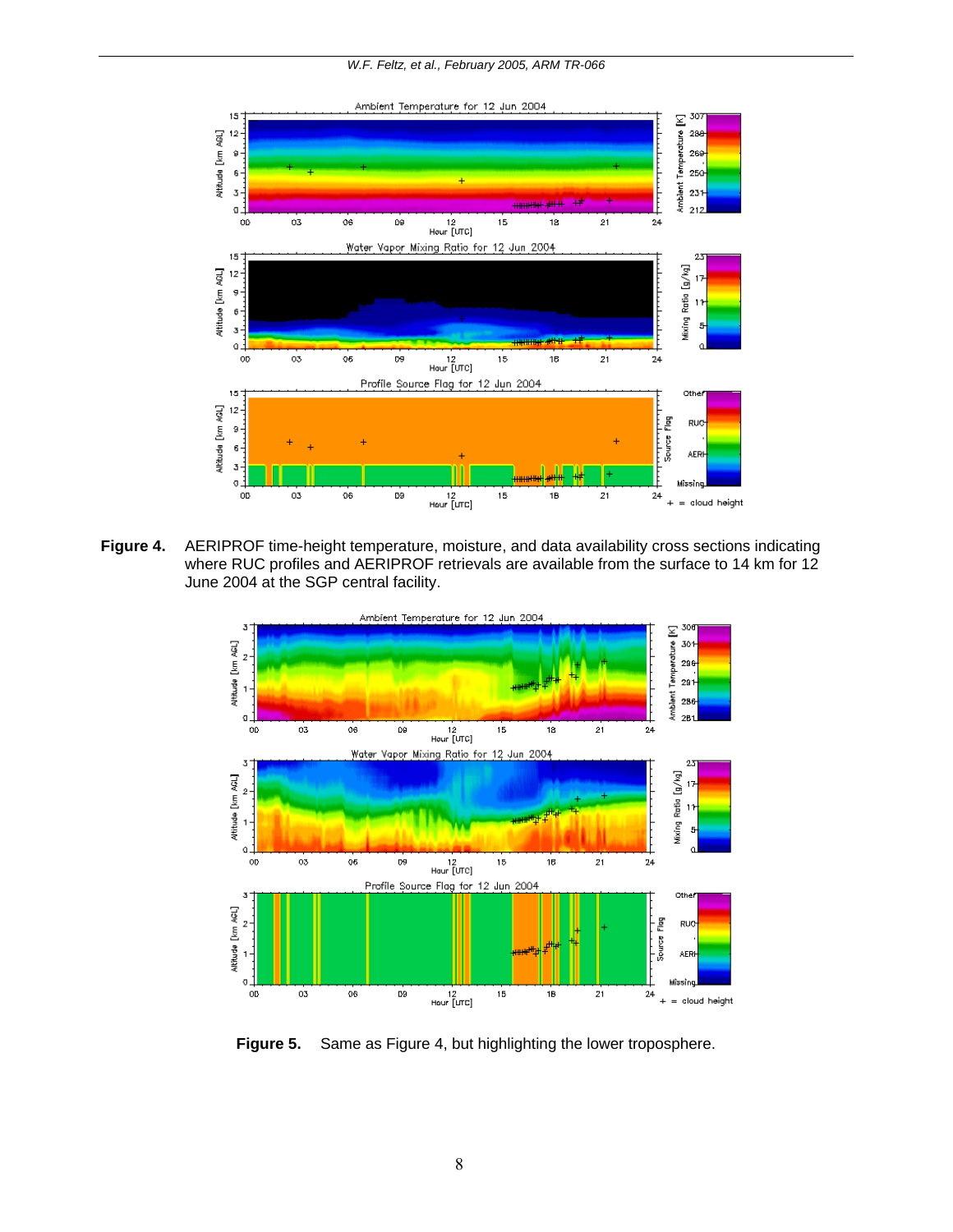**Figure 4.** AERIPROF time-height temperature, moisture, and data availability cross sections indicating where RUC profiles and AERIPROF retrievals are available from the surface to 14 km for 12 June 2004 at the SGP central facility.

**Figure 5.** Same as Figure 4, but highlighting the lower troposphere.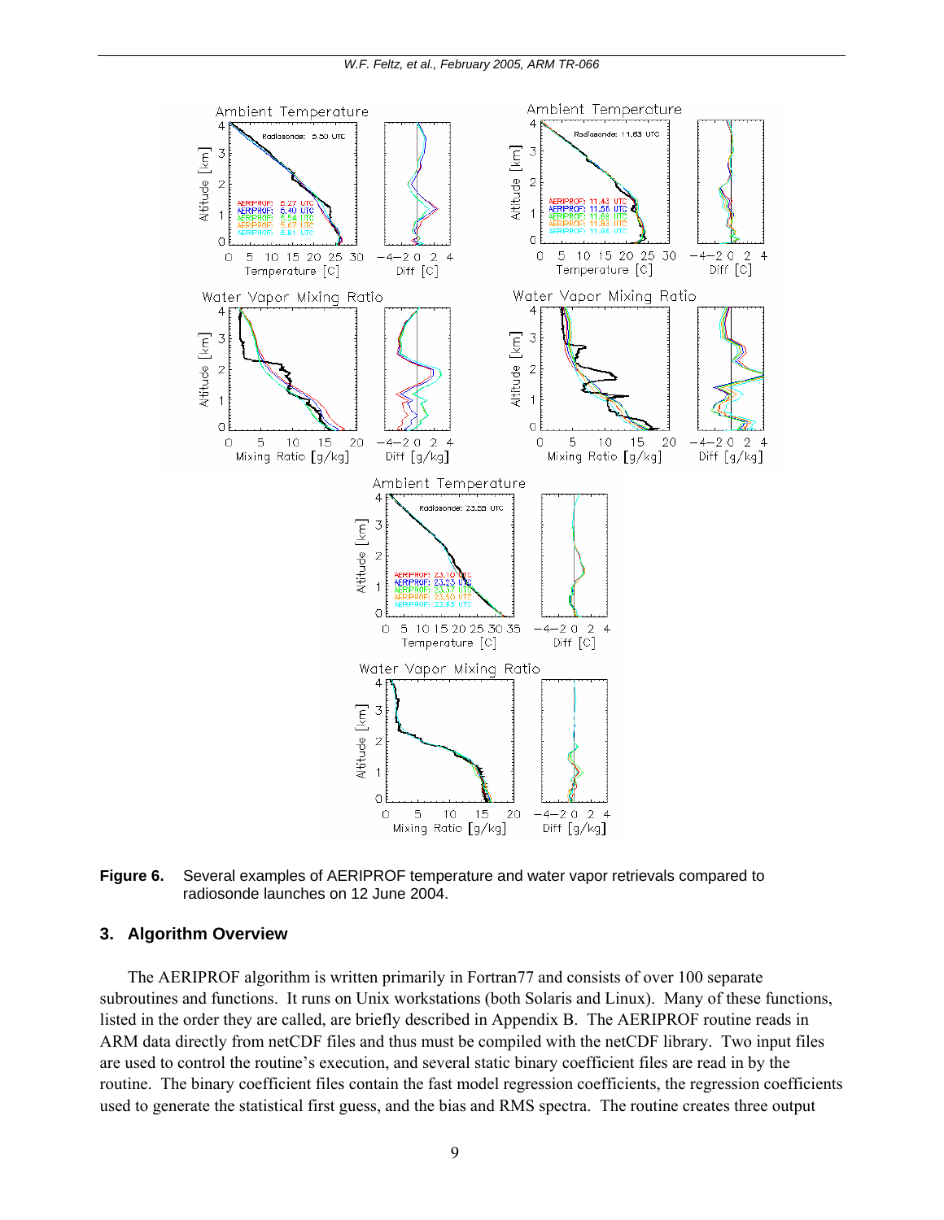**Figure 6.** Several examples of AERIPROF temperature and water vapor retrievals compared to radiosonde launches on 12 June 2004.

## 3. Algorithm Overview

The AERIPROF algorithm is written primarily in Fortran77 and consists of over 100 separate subroutines and functions. It runs on Unix workstations (both Solaris and Linux). Many of these functions, listed in the order they are called, are briefly described in Appendix B. The AERIPROF routine reads in ARM data directly from netCDF files and thus must be compiled with the netCDF library. Two input files are used to control the routine's execution, and several static binary coefficient files are read in by the routine. The binary coefficient files contain the fast model regression coefficients, the regression coefficients used to generate the statistical first guess, and the bias and RMS spectra. The routine creates three output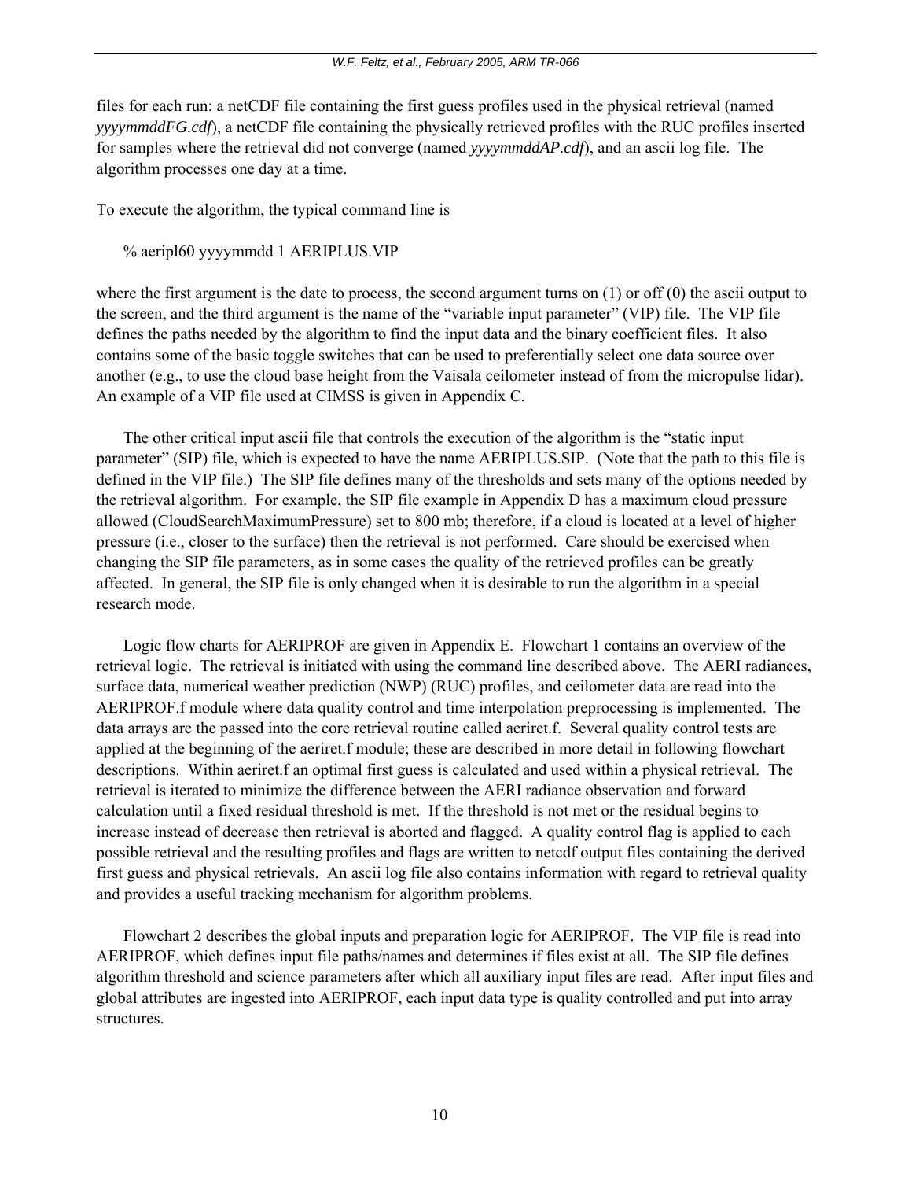files for each run: a netCDF file containing the first guess profiles used in the physical retrieval (named *yyyymmddFG.cdf*), a netCDF file containing the physically retrieved profiles with the RUC profiles inserted for samples where the retrieval did not converge (named *yyyymmddAP.cdf*), and an ascii log file. The algorithm processes one day at a time.

To execute the algorithm, the typical command line is

```
% aeripl60 yyyymmdd 1 AERIPLUS.VIP
```

where the first argument is the date to process, the second argument turns on (1) or off (0) the ascii output to the screen, and the third argument is the name of the "variable input parameter" (VIP) file. The VIP file defines the paths needed by the algorithm to find the input data and the binary coefficient files. It also contains some of the basic toggle switches that can be used to preferentially select one data source over another (e.g., to use the cloud base height from the Vaisala ceilometer instead of from the micropulse lidar). An example of a VIP file used at CIMSS is given in Appendix C.

The other critical input ascii file that controls the execution of the algorithm is the "static input parameter" (SIP) file, which is expected to have the name AERIPLUS.SIP. (Note that the path to this file is defined in the VIP file.) The SIP file defines many of the thresholds and sets many of the options needed by the retrieval algorithm. For example, the SIP file example in Appendix D has a maximum cloud pressure allowed (CloudSearchMaximumPressure) set to 800 mb; therefore, if a cloud is located at a level of higher pressure (i.e., closer to the surface) then the retrieval is not performed. Care should be exercised when changing the SIP file parameters, as in some cases the quality of the retrieved profiles can be greatly affected. In general, the SIP file is only changed when it is desirable to run the algorithm in a special research mode.

Logic flow charts for AERIPROF are given in Appendix E. Flowchart 1 contains an overview of the retrieval logic. The retrieval is initiated with using the command line described above. The AERI radiances, surface data, numerical weather prediction (NWP) (RUC) profiles, and ceilometer data are read into the AERIPROF.f module where data quality control and time interpolation preprocessing is implemented. The data arrays are the passed into the core retrieval routine called aeriret.f. Several quality control tests are applied at the beginning of the aeriret.f module; these are described in more detail in following flowchart descriptions. Within aeriret.f an optimal first guess is calculated and used within a physical retrieval. The retrieval is iterated to minimize the difference between the AERI radiance observation and forward calculation until a fixed residual threshold is met. If the threshold is not met or the residual begins to increase instead of decrease then retrieval is aborted and flagged. A quality control flag is applied to each possible retrieval and the resulting profiles and flags are written to netcdf output files containing the derived first guess and physical retrievals. An ascii log file also contains information with regard to retrieval quality and provides a useful tracking mechanism for algorithm problems.

Flowchart 2 describes the global inputs and preparation logic for AERIPROF. The VIP file is read into AERIPROF, which defines input file paths/names and determines if files exist at all. The SIP file defines algorithm threshold and science parameters after which all auxiliary input files are read. After input files and global attributes are ingested into AERIPROF, each input data type is quality controlled and put into array structures.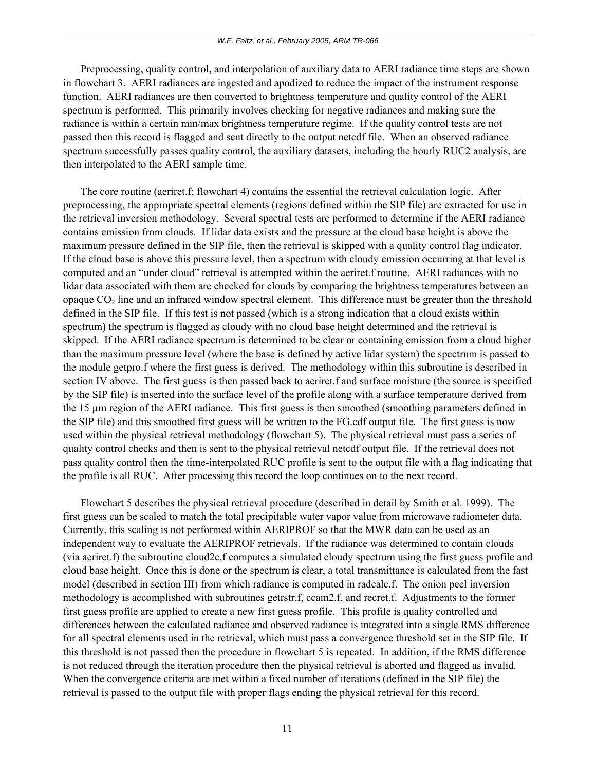Preprocessing, quality control, and interpolation of auxiliary data to AERI radiance time steps are shown in flowchart 3. AERI radiances are ingested and apodized to reduce the impact of the instrument response function. AERI radiances are then converted to brightness temperature and quality control of the AERI spectrum is performed. This primarily involves checking for negative radiances and making sure the radiance is within a certain min/max brightness temperature regime. If the quality control tests are not passed then this record is flagged and sent directly to the output netcdf file. When an observed radiance spectrum successfully passes quality control, the auxiliary datasets, including the hourly RUC2 analysis, are then interpolated to the AERI sample time.

The core routine (aeriret.f; flowchart 4) contains the essential the retrieval calculation logic. After preprocessing, the appropriate spectral elements (regions defined within the SIP file) are extracted for use in the retrieval inversion methodology. Several spectral tests are performed to determine if the AERI radiance contains emission from clouds. If lidar data exists and the pressure at the cloud base height is above the maximum pressure defined in the SIP file, then the retrieval is skipped with a quality control flag indicator. If the cloud base is above this pressure level, then a spectrum with cloudy emission occurring at that level is computed and an "under cloud" retrieval is attempted within the aeriret.f routine. AERI radiances with no lidar data associated with them are checked for clouds by comparing the brightness temperatures between an opaque $CO_2$ line and an infrared window spectral element. This difference must be greater than the threshold defined in the SIP file. If this test is not passed (which is a strong indication that a cloud exists within spectrum) the spectrum is flagged as cloudy with no cloud base height determined and the retrieval is skipped. If the AERI radiance spectrum is determined to be clear or containing emission from a cloud higher than the maximum pressure level (where the base is defined by active lidar system) the spectrum is passed to the module getpro.f where the first guess is derived. The methodology within this subroutine is described in section IV above. The first guess is then passed back to aeriret.f and surface moisture (the source is specified by the SIP file) is inserted into the surface level of the profile along with a surface temperature derived from the 15 µm region of the AERI radiance. This first guess is then smoothed (smoothing parameters defined in the SIP file) and this smoothed first guess will be written to the FG.cdf output file. The first guess is now used within the physical retrieval methodology (flowchart 5). The physical retrieval must pass a series of quality control checks and then is sent to the physical retrieval netcdf output file. If the retrieval does not pass quality control then the time-interpolated RUC profile is sent to the output file with a flag indicating that the profile is all RUC. After processing this record the loop continues on to the next record.

Flowchart 5 describes the physical retrieval procedure (described in detail by Smith et al. 1999). The first guess can be scaled to match the total precipitable water vapor value from microwave radiometer data. Currently, this scaling is not performed within AERIPROF so that the MWR data can be used as an independent way to evaluate the AERIPROF retrievals. If the radiance was determined to contain clouds (via aeriret.f) the subroutine cloud2c.f computes a simulated cloudy spectrum using the first guess profile and cloud base height. Once this is done or the spectrum is clear, a total transmittance is calculated from the fast model (described in section III) from which radiance is computed in radcalc.f. The onion peel inversion methodology is accomplished with subroutines getrstr.f, ccam2.f, and recret.f. Adjustments to the former first guess profile are applied to create a new first guess profile. This profile is quality controlled and differences between the calculated radiance and observed radiance is integrated into a single RMS difference for all spectral elements used in the retrieval, which must pass a convergence threshold set in the SIP file. If this threshold is not passed then the procedure in flowchart 5 is repeated. In addition, if the RMS difference is not reduced through the iteration procedure then the physical retrieval is aborted and flagged as invalid. When the convergence criteria are met within a fixed number of iterations (defined in the SIP file) the retrieval is passed to the output file with proper flags ending the physical retrieval for this record.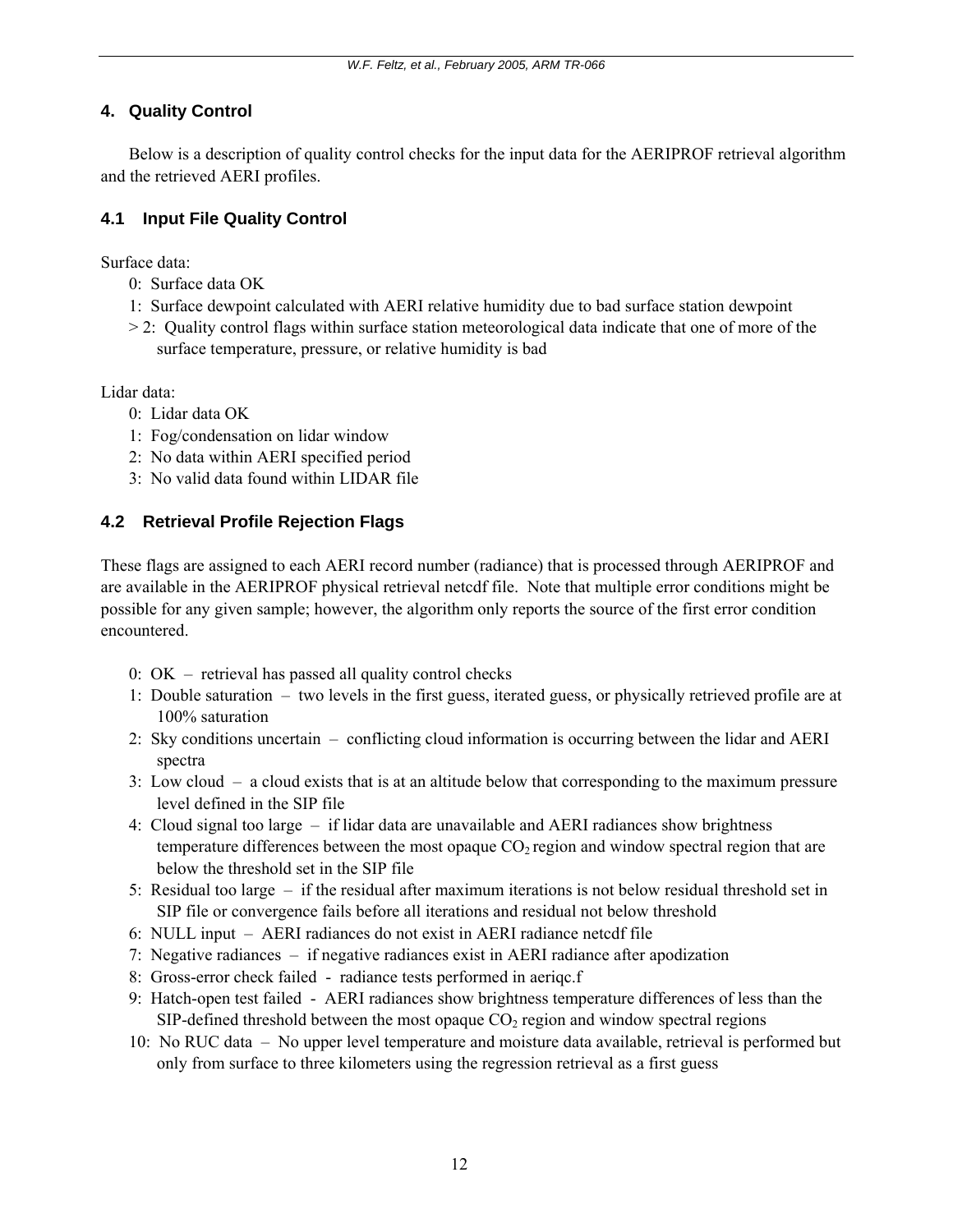## 4. Quality Control

Below is a description of quality control checks for the input data for the AERIPROF retrieval algorithm and the retrieved AERI profiles.

### 4.1 Input File Quality Control

Surface data:

- 0: Surface data OK
- 1: Surface dewpoint calculated with AERI relative humidity due to bad surface station dewpoint
- > 2: Quality control flags within surface station meteorological data indicate that one of more of the surface temperature, pressure, or relative humidity is bad

Lidar data:

- 0: Lidar data OK
- 1: Fog/condensation on lidar window
- 2: No data within AERI specified period
- 3: No valid data found within LIDAR file

### 4.2 Retrieval Profile Rejection Flags

These flags are assigned to each AERI record number (radiance) that is processed through AERIPROF and are available in the AERIPROF physical retrieval netcdf file. Note that multiple error conditions might be possible for any given sample; however, the algorithm only reports the source of the first error condition encountered.

- 0: OK – retrieval has passed all quality control checks
- 1: Double saturation – two levels in the first guess, iterated guess, or physically retrieved profile are at 100% saturation
- 2: Sky conditions uncertain – conflicting cloud information is occurring between the lidar and AERI spectra
- 3: Low cloud – a cloud exists that is at an altitude below that corresponding to the maximum pressure level defined in the SIP file
- 4: Cloud signal too large – if lidar data are unavailable and AERI radiances show brightness temperature differences between the most opaque $CO_2$ region and window spectral region that are below the threshold set in the SIP file
- 5: Residual too large – if the residual after maximum iterations is not below residual threshold set in SIP file or convergence fails before all iterations and residual not below threshold
- 6: NULL input – AERI radiances do not exist in AERI radiance netcdf file
- 7: Negative radiances – if negative radiances exist in AERI radiance after apodization
- 8: Gross-error check failed - radiance tests performed in aeriqc.f
- 9: Hatch-open test failed - AERI radiances show brightness temperature differences of less than the SIP-defined threshold between the most opaque $CO_2$ region and window spectral regions
- 10: No RUC data – No upper level temperature and moisture data available, retrieval is performed but only from surface to three kilometers using the regression retrieval as a first guess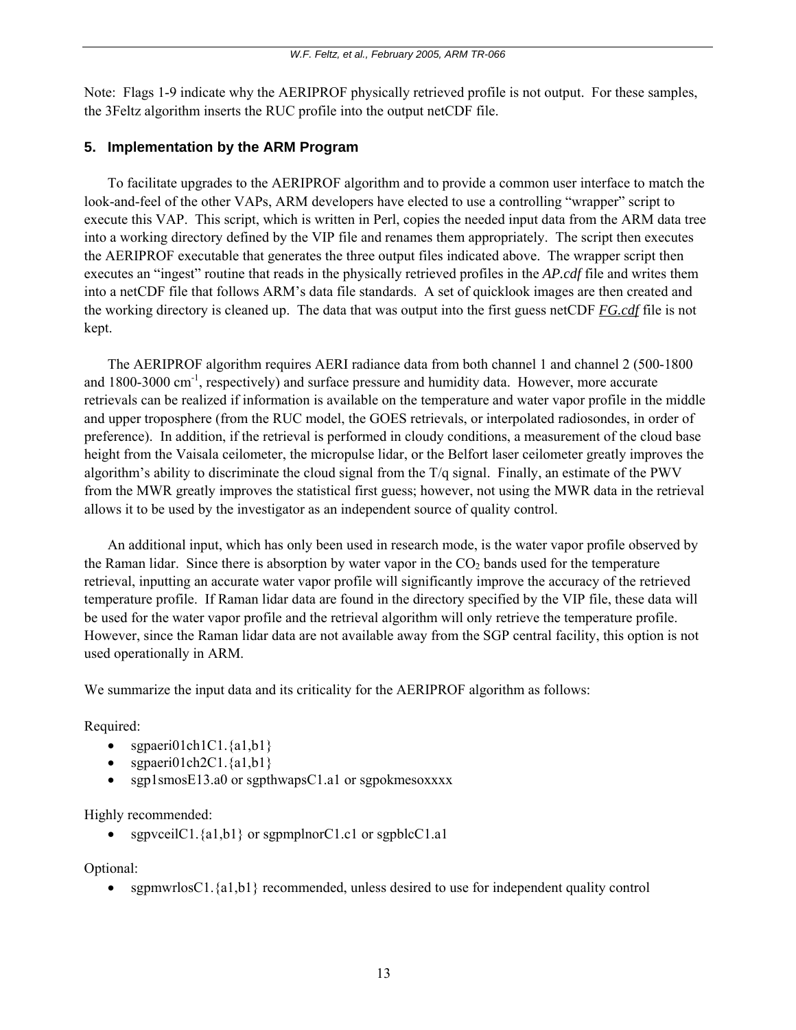Note: Flags 1-9 indicate why the AERIPROF physically retrieved profile is not output. For these samples, the 3Feltz algorithm inserts the RUC profile into the output netCDF file.

## 5. Implementation by the ARM Program

To facilitate upgrades to the AERIPROF algorithm and to provide a common user interface to match the look-and-feel of the other VAPs, ARM developers have elected to use a controlling "wrapper" script to execute this VAP. This script, which is written in Perl, copies the needed input data from the ARM data tree into a working directory defined by the VIP file and renames them appropriately. The script then executes the AERIPROF executable that generates the three output files indicated above. The wrapper script then executes an "ingest" routine that reads in the physically retrieved profiles in the ***AP.cdf*** file and writes them into a netCDF file that follows ARM's data file standards. A set of quicklook images are then created and the working directory is cleaned up. The data that was output into the first guess netCDF ***FG.cdf*** file is not kept.

The AERIPROF algorithm requires AERI radiance data from both channel 1 and channel 2 (500-1800 and 1800-3000 $cm^{-1}$, respectively) and surface pressure and humidity data. However, more accurate retrievals can be realized if information is available on the temperature and water vapor profile in the middle and upper troposphere (from the RUC model, the GOES retrievals, or interpolated radiosondes, in order of preference). In addition, if the retrieval is performed in cloudy conditions, a measurement of the cloud base height from the Vaisala ceilometer, the micropulse lidar, or the Belfort laser ceilometer greatly improves the algorithm's ability to discriminate the cloud signal from the T/q signal. Finally, an estimate of the PWV from the MWR greatly improves the statistical first guess; however, not using the MWR data in the retrieval allows it to be used by the investigator as an independent source of quality control.

An additional input, which has only been used in research mode, is the water vapor profile observed by the Raman lidar. Since there is absorption by water vapor in the $CO_2$ bands used for the temperature retrieval, inputting an accurate water vapor profile will significantly improve the accuracy of the retrieved temperature profile. If Raman lidar data are found in the directory specified by the VIP file, these data will be used for the water vapor profile and the retrieval algorithm will only retrieve the temperature profile. However, since the Raman lidar data are not available away from the SGP central facility, this option is not used operationally in ARM.

We summarize the input data and its criticality for the AERIPROF algorithm as follows:

Required:

- sgpaeri01ch1C1.{a1,b1}
- sgpaeri01ch2C1.{a1,b1}
- sgp1smosE13.a0 or sgpthwapsC1.a1 or sgpokmesoxxxx

Highly recommended:

- sgpvceilC1.{a1,b1} or sgpmplnorC1.c1 or sgpblcC1.a1

Optional:

- sgpmwrlosC1.{a1,b1} recommended, unless desired to use for independent quality control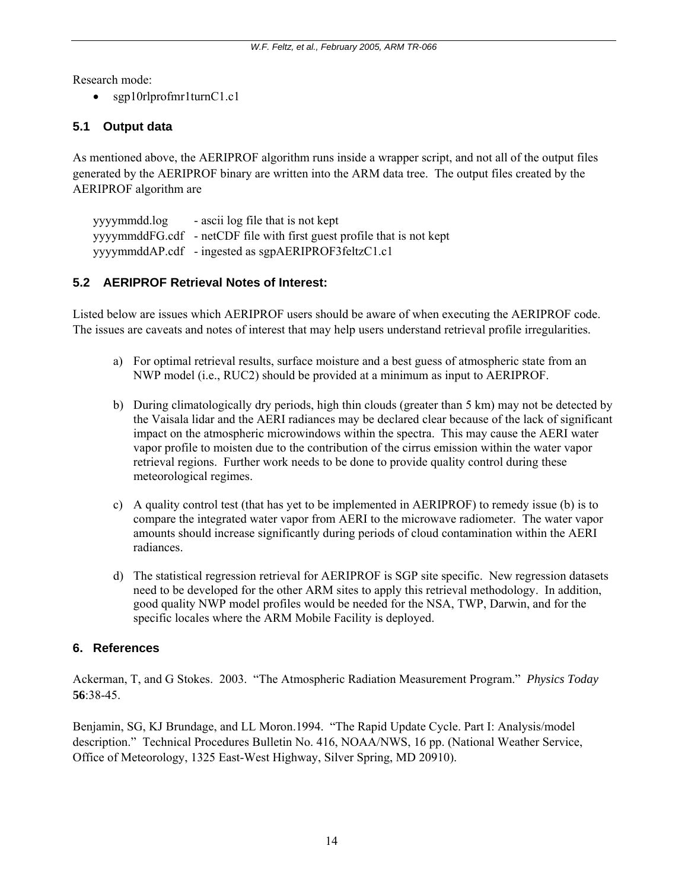Research mode:

- sgp10rlprofmr1turnC1.c1

## 5.1 Output data

As mentioned above, the AERIPROF algorithm runs inside a wrapper script, and not all of the output files generated by the AERIPROF binary are written into the ARM data tree. The output files created by the AERIPROF algorithm are

```
yyyymmdd.log      - ascii log file that is not kept
yyyymmddFG.cdf    - netCDF file with first guest profile that is not kept
yyyymmddAP.cdf    - ingested as sgpAERIPROF3feltzC1.c1
```

## 5.2 AERIPROF Retrieval Notes of Interest:

Listed below are issues which AERIPROF users should be aware of when executing the AERIPROF code. The issues are caveats and notes of interest that may help users understand retrieval profile irregularities.

a) For optimal retrieval results, surface moisture and a best guess of atmospheric state from an NWP model (i.e., RUC2) should be provided at a minimum as input to AERIPROF.

b) During climatologically dry periods, high thin clouds (greater than 5 km) may not be detected by the Vaisala lidar and the AERI radiances may be declared clear because of the lack of significant impact on the atmospheric microwindows within the spectra. This may cause the AERI water vapor profile to moisten due to the contribution of the cirrus emission within the water vapor retrieval regions. Further work needs to be done to provide quality control during these meteorological regimes.

c) A quality control test (that has yet to be implemented in AERIPROF) to remedy issue (b) is to compare the integrated water vapor from AERI to the microwave radiometer. The water vapor amounts should increase significantly during periods of cloud contamination within the AERI radiances.

d) The statistical regression retrieval for AERIPROF is SGP site specific. New regression datasets need to be developed for the other ARM sites to apply this retrieval methodology. In addition, good quality NWP model profiles would be needed for the NSA, TWP, Darwin, and for the specific locales where the ARM Mobile Facility is deployed.

# 6. References

Ackerman, T, and G Stokes. 2003. "The Atmospheric Radiation Measurement Program." *Physics Today* **56**:38-45.

Benjamin, SG, KJ Brundage, and LL Moron.1994. "The Rapid Update Cycle. Part I: Analysis/model description." Technical Procedures Bulletin No. 416, NOAA/NWS, 16 pp. (National Weather Service, Office of Meteorology, 1325 East-West Highway, Silver Spring, MD 20910).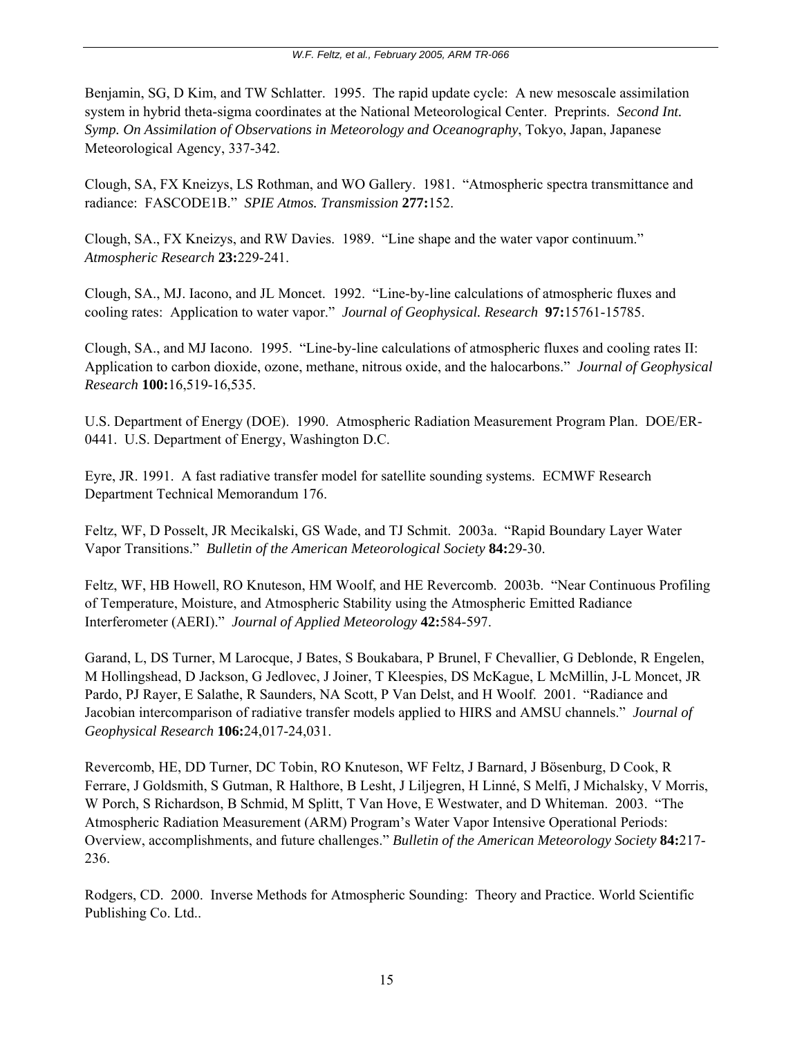Benjamin, SG, D Kim, and TW Schlatter. 1995. The rapid update cycle: A new mesoscale assimilation system in hybrid theta-sigma coordinates at the National Meteorological Center. Preprints. *Second Int. Symp. On Assimilation of Observations in Meteorology and Oceanography*, Tokyo, Japan, Japanese Meteorological Agency, 337-342.

Clough, SA, FX Kneizys, LS Rothman, and WO Gallery. 1981. "Atmospheric spectra transmittance and radiance: FASCODE1B." *SPIE Atmos. Transmission* **277:**152.

Clough, SA., FX Kneizys, and RW Davies. 1989. "Line shape and the water vapor continuum." *Atmospheric Research* **23:**229-241.

Clough, SA., MJ. Iacono, and JL Moncet. 1992. "Line-by-line calculations of atmospheric fluxes and cooling rates: Application to water vapor." *Journal of Geophysical. Research* **97:**15761-15785.

Clough, SA., and MJ Iacono. 1995. "Line-by-line calculations of atmospheric fluxes and cooling rates II: Application to carbon dioxide, ozone, methane, nitrous oxide, and the halocarbons." *Journal of Geophysical Research* **100:**16,519-16,535.

U.S. Department of Energy (DOE). 1990. Atmospheric Radiation Measurement Program Plan. DOE/ER-0441. U.S. Department of Energy, Washington D.C.

Eyre, JR. 1991. A fast radiative transfer model for satellite sounding systems. ECMWF Research Department Technical Memorandum 176.

Feltz, WF, D Posselt, JR Mecikalski, GS Wade, and TJ Schmit. 2003a. "Rapid Boundary Layer Water Vapor Transitions." *Bulletin of the American Meteorological Society* **84:**29-30.

Feltz, WF, HB Howell, RO Knuteson, HM Woolf, and HE Revercomb. 2003b. "Near Continuous Profiling of Temperature, Moisture, and Atmospheric Stability using the Atmospheric Emitted Radiance Interferometer (AERI)." *Journal of Applied Meteorology* **42:**584-597.

Garand, L, DS Turner, M Larocque, J Bates, S Boukabara, P Brunel, F Chevallier, G Deblonde, R Engelen, M Hollingshead, D Jackson, G Jedlovec, J Joiner, T Kleespies, DS McKague, L McMillin, J-L Moncet, JR Pardo, PJ Rayer, E Salathe, R Saunders, NA Scott, P Van Delst, and H Woolf. 2001. "Radiance and Jacobian intercomparison of radiative transfer models applied to HIRS and AMSU channels." *Journal of Geophysical Research* **106:**24,017-24,031.

Revercomb, HE, DD Turner, DC Tobin, RO Knuteson, WF Feltz, J Barnard, J Bösenburg, D Cook, R Ferrare, J Goldsmith, S Gutman, R Halthore, B Lesht, J Liljegren, H Linné, S Melfi, J Michalsky, V Morris, W Porch, S Richardson, B Schmid, M Splitt, T Van Hove, E Westwater, and D Whiteman. 2003. "The Atmospheric Radiation Measurement (ARM) Program's Water Vapor Intensive Operational Periods: Overview, accomplishments, and future challenges." *Bulletin of the American Meteorology Society* **84:**217-236.

Rodgers, CD. 2000. Inverse Methods for Atmospheric Sounding: Theory and Practice. World Scientific Publishing Co. Ltd..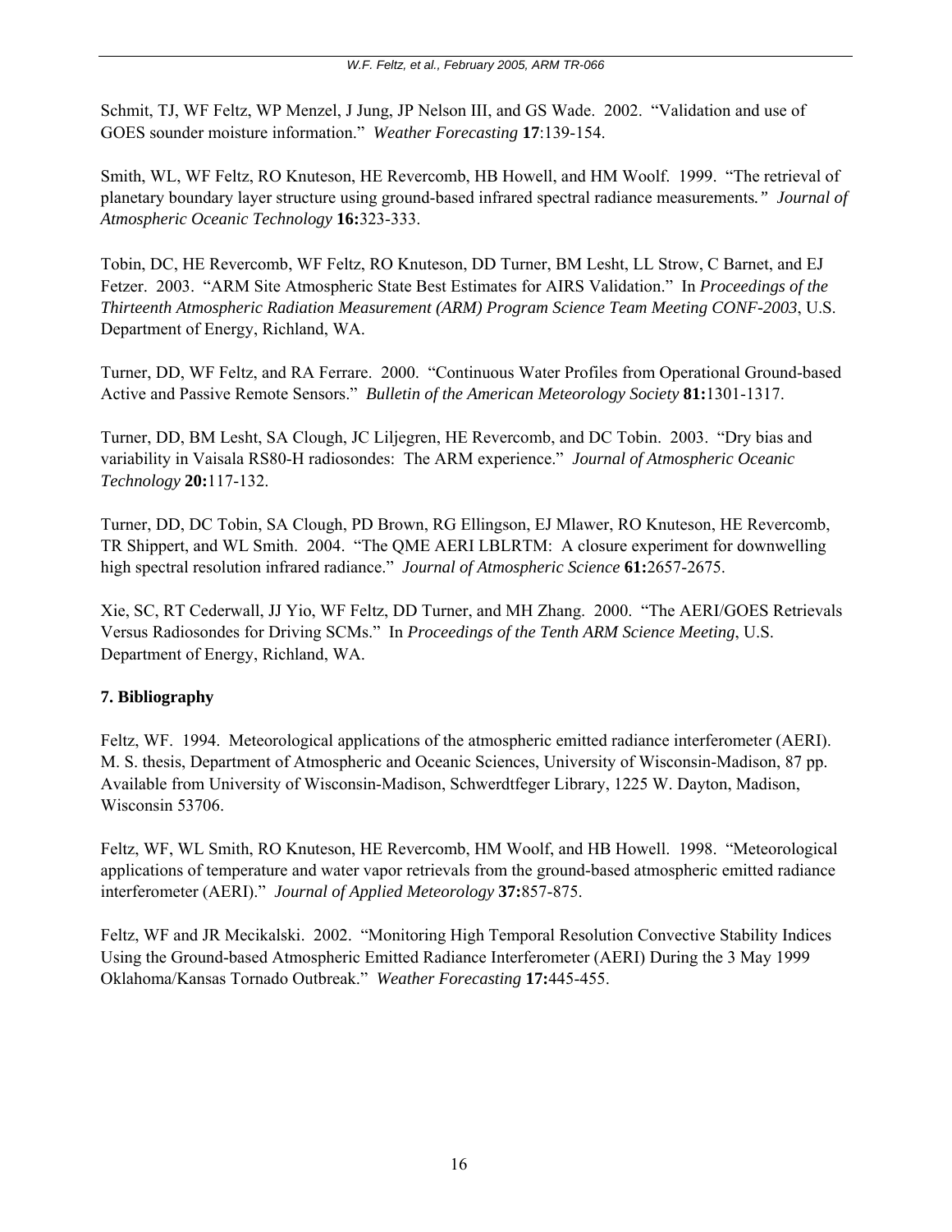Schmit, TJ, WF Feltz, WP Menzel, J Jung, JP Nelson III, and GS Wade. 2002. "Validation and use of GOES sounder moisture information." *Weather Forecasting* **17**:139-154.

Smith, WL, WF Feltz, RO Knuteson, HE Revercomb, HB Howell, and HM Woolf. 1999. "The retrieval of planetary boundary layer structure using ground-based infrared spectral radiance measurements*."* *Journal of Atmospheric Oceanic Technology* **16:**323-333.

Tobin, DC, HE Revercomb, WF Feltz, RO Knuteson, DD Turner, BM Lesht, LL Strow, C Barnet, and EJ Fetzer. 2003. "ARM Site Atmospheric State Best Estimates for AIRS Validation." In *Proceedings of the Thirteenth Atmospheric Radiation Measurement (ARM) Program Science Team Meeting CONF-2003*, U.S. Department of Energy, Richland, WA.

Turner, DD, WF Feltz, and RA Ferrare. 2000. "Continuous Water Profiles from Operational Ground-based Active and Passive Remote Sensors." *Bulletin of the American Meteorology Society* **81:**1301-1317.

Turner, DD, BM Lesht, SA Clough, JC Liljegren, HE Revercomb, and DC Tobin. 2003. "Dry bias and variability in Vaisala RS80-H radiosondes: The ARM experience." *Journal of Atmospheric Oceanic Technology* **20:**117-132.

Turner, DD, DC Tobin, SA Clough, PD Brown, RG Ellingson, EJ Mlawer, RO Knuteson, HE Revercomb, TR Shippert, and WL Smith. 2004. "The QME AERI LBLRTM: A closure experiment for downwelling high spectral resolution infrared radiance." *Journal of Atmospheric Science* **61:**2657-2675.

Xie, SC, RT Cederwall, JJ Yio, WF Feltz, DD Turner, and MH Zhang. 2000. "The AERI/GOES Retrievals Versus Radiosondes for Driving SCMs." In *Proceedings of the Tenth ARM Science Meeting*, U.S. Department of Energy, Richland, WA.

## 7. Bibliography

Feltz, WF. 1994. Meteorological applications of the atmospheric emitted radiance interferometer (AERI). M. S. thesis, Department of Atmospheric and Oceanic Sciences, University of Wisconsin-Madison, 87 pp. Available from University of Wisconsin-Madison, Schwerdtfeger Library, 1225 W. Dayton, Madison, Wisconsin 53706.

Feltz, WF, WL Smith, RO Knuteson, HE Revercomb, HM Woolf, and HB Howell. 1998. "Meteorological applications of temperature and water vapor retrievals from the ground-based atmospheric emitted radiance interferometer (AERI)." *Journal of Applied Meteorology* **37:**857-875.

Feltz, WF and JR Mecikalski. 2002. "Monitoring High Temporal Resolution Convective Stability Indices Using the Ground-based Atmospheric Emitted Radiance Interferometer (AERI) During the 3 May 1999 Oklahoma/Kansas Tornado Outbreak." *Weather Forecasting* **17:**445-455.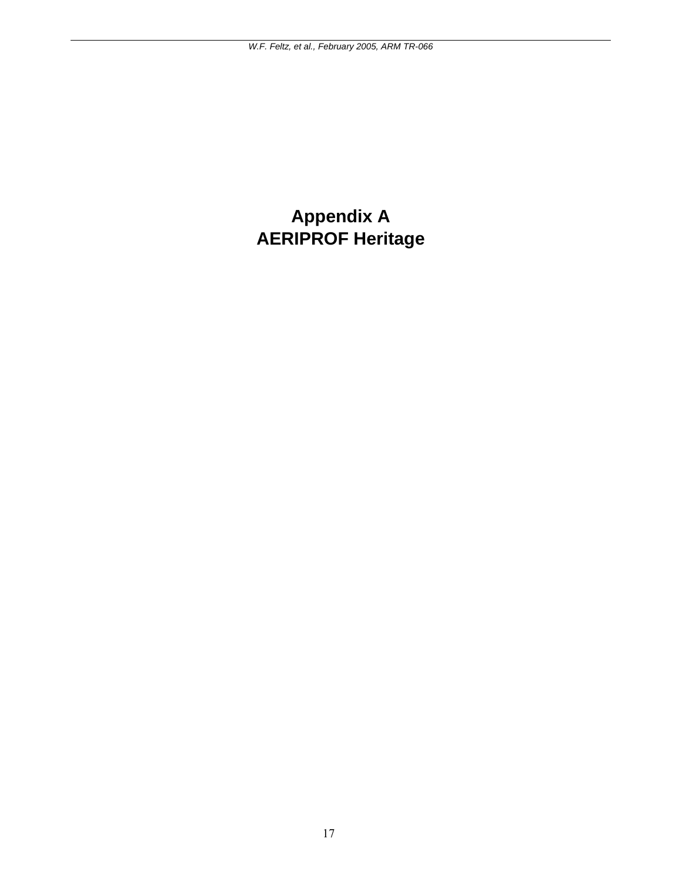# Appendix A
# AERIPROF Heritage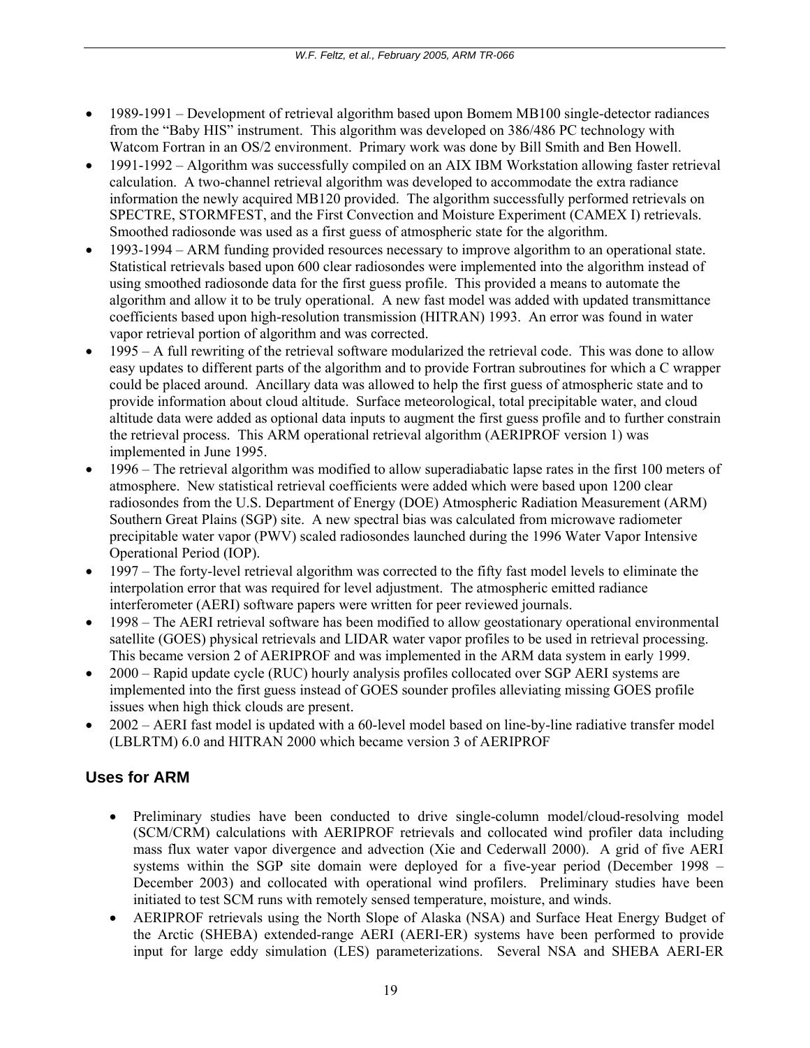- 1989-1991 – Development of retrieval algorithm based upon Bomem MB100 single-detector radiances from the "Baby HIS" instrument. This algorithm was developed on 386/486 PC technology with Watcom Fortran in an OS/2 environment. Primary work was done by Bill Smith and Ben Howell.
- 1991-1992 – Algorithm was successfully compiled on an AIX IBM Workstation allowing faster retrieval calculation. A two-channel retrieval algorithm was developed to accommodate the extra radiance information the newly acquired MB120 provided. The algorithm successfully performed retrievals on SPECTRE, STORMFEST, and the First Convection and Moisture Experiment (CAMEX I) retrievals. Smoothed radiosonde was used as a first guess of atmospheric state for the algorithm.
- 1993-1994 – ARM funding provided resources necessary to improve algorithm to an operational state. Statistical retrievals based upon 600 clear radiosondes were implemented into the algorithm instead of using smoothed radiosonde data for the first guess profile. This provided a means to automate the algorithm and allow it to be truly operational. A new fast model was added with updated transmittance coefficients based upon high-resolution transmission (HITRAN) 1993. An error was found in water vapor retrieval portion of algorithm and was corrected.
- 1995 – A full rewriting of the retrieval software modularized the retrieval code. This was done to allow easy updates to different parts of the algorithm and to provide Fortran subroutines for which a C wrapper could be placed around. Ancillary data was allowed to help the first guess of atmospheric state and to provide information about cloud altitude. Surface meteorological, total precipitable water, and cloud altitude data were added as optional data inputs to augment the first guess profile and to further constrain the retrieval process. This ARM operational retrieval algorithm (AERIPROF version 1) was implemented in June 1995.
- 1996 – The retrieval algorithm was modified to allow superadiabatic lapse rates in the first 100 meters of atmosphere. New statistical retrieval coefficients were added which were based upon 1200 clear radiosondes from the U.S. Department of Energy (DOE) Atmospheric Radiation Measurement (ARM) Southern Great Plains (SGP) site. A new spectral bias was calculated from microwave radiometer precipitable water vapor (PWV) scaled radiosondes launched during the 1996 Water Vapor Intensive Operational Period (IOP).
- 1997 – The forty-level retrieval algorithm was corrected to the fifty fast model levels to eliminate the interpolation error that was required for level adjustment. The atmospheric emitted radiance interferometer (AERI) software papers were written for peer reviewed journals.
- 1998 – The AERI retrieval software has been modified to allow geostationary operational environmental satellite (GOES) physical retrievals and LIDAR water vapor profiles to be used in retrieval processing. This became version 2 of AERIPROF and was implemented in the ARM data system in early 1999.
- 2000 – Rapid update cycle (RUC) hourly analysis profiles collocated over SGP AERI systems are implemented into the first guess instead of GOES sounder profiles alleviating missing GOES profile issues when high thick clouds are present.
- 2002 – AERI fast model is updated with a 60-level model based on line-by-line radiative transfer model (LBLRTM) 6.0 and HITRAN 2000 which became version 3 of AERIPROF

## Uses for ARM

- Preliminary studies have been conducted to drive single-column model/cloud-resolving model (SCM/CRM) calculations with AERIPROF retrievals and collocated wind profiler data including mass flux water vapor divergence and advection (Xie and Cederwall 2000). A grid of five AERI systems within the SGP site domain were deployed for a five-year period (December 1998 – December 2003) and collocated with operational wind profilers. Preliminary studies have been initiated to test SCM runs with remotely sensed temperature, moisture, and winds.
- AERIPROF retrievals using the North Slope of Alaska (NSA) and Surface Heat Energy Budget of the Arctic (SHEBA) extended-range AERI (AERI-ER) systems have been performed to provide input for large eddy simulation (LES) parameterizations. Several NSA and SHEBA AERI-ER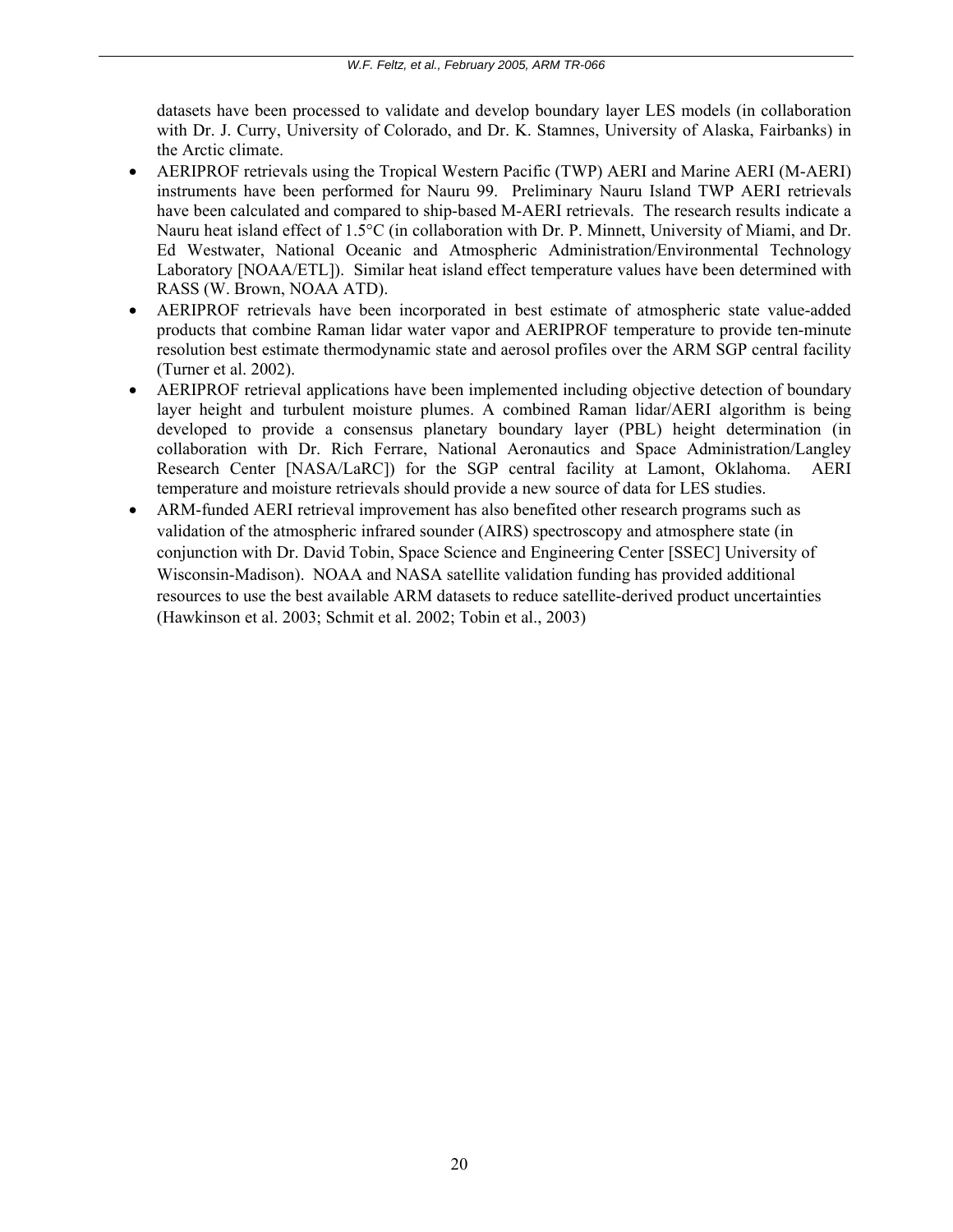datasets have been processed to validate and develop boundary layer LES models (in collaboration with Dr. J. Curry, University of Colorado, and Dr. K. Stamnes, University of Alaska, Fairbanks) in the Arctic climate.

- AERIPROF retrievals using the Tropical Western Pacific (TWP) AERI and Marine AERI (M-AERI) instruments have been performed for Nauru 99. Preliminary Nauru Island TWP AERI retrievals have been calculated and compared to ship-based M-AERI retrievals. The research results indicate a Nauru heat island effect of 1.5°C (in collaboration with Dr. P. Minnett, University of Miami, and Dr. Ed Westwater, National Oceanic and Atmospheric Administration/Environmental Technology Laboratory [NOAA/ETL]). Similar heat island effect temperature values have been determined with RASS (W. Brown, NOAA ATD).
- AERIPROF retrievals have been incorporated in best estimate of atmospheric state value-added products that combine Raman lidar water vapor and AERIPROF temperature to provide ten-minute resolution best estimate thermodynamic state and aerosol profiles over the ARM SGP central facility (Turner et al. 2002).
- AERIPROF retrieval applications have been implemented including objective detection of boundary layer height and turbulent moisture plumes. A combined Raman lidar/AERI algorithm is being developed to provide a consensus planetary boundary layer (PBL) height determination (in collaboration with Dr. Rich Ferrare, National Aeronautics and Space Administration/Langley Research Center [NASA/LaRC]) for the SGP central facility at Lamont, Oklahoma. AERI temperature and moisture retrievals should provide a new source of data for LES studies.
- ARM-funded AERI retrieval improvement has also benefited other research programs such as validation of the atmospheric infrared sounder (AIRS) spectroscopy and atmosphere state (in conjunction with Dr. David Tobin, Space Science and Engineering Center [SSEC] University of Wisconsin-Madison). NOAA and NASA satellite validation funding has provided additional resources to use the best available ARM datasets to reduce satellite-derived product uncertainties (Hawkinson et al. 2003; Schmit et al. 2002; Tobin et al., 2003)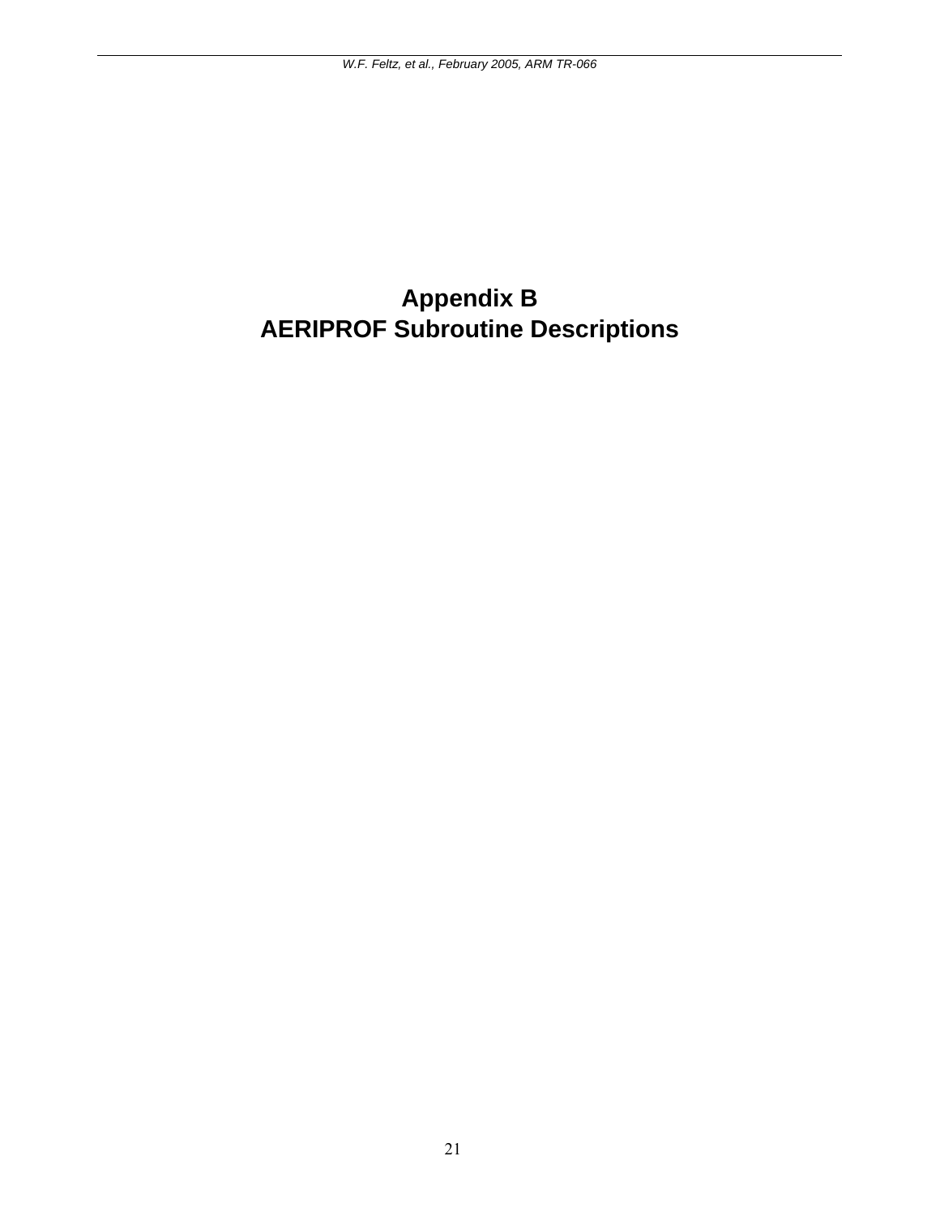# Appendix B
# AERIPROF Subroutine Descriptions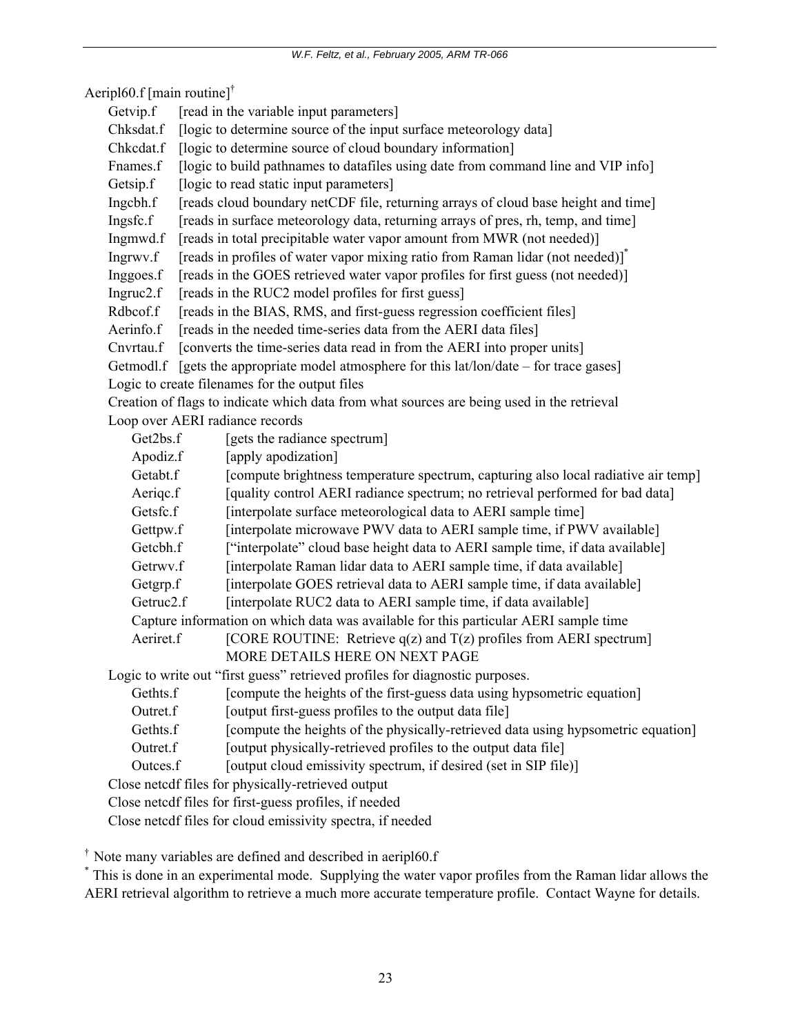Aeripl60.f [main routine][†]

- Getvip.f [read in the variable input parameters]
- Chksdat.f [logic to determine source of the input surface meteorology data]
- Chkcdat.f [logic to determine source of cloud boundary information]
- Fnames.f [logic to build pathnames to datafiles using date from command line and VIP info]
- Getsip.f [logic to read static input parameters]
- Ingcbh.f [reads cloud boundary netCDF file, returning arrays of cloud base height and time]
- Ingsfc.f [reads in surface meteorology data, returning arrays of pres, rh, temp, and time]
- Ingmwd.f [reads in total precipitable water vapor amount from MWR (not needed)]
- Ingrwv.f [reads in profiles of water vapor mixing ratio from Raman lidar (not needed)][*]
- Inggoes.f [reads in the GOES retrieved water vapor profiles for first guess (not needed)]
- Ingruc2.f [reads in the RUC2 model profiles for first guess]
- Rdbcof.f [reads in the BIAS, RMS, and first-guess regression coefficient files]
- Aerinfo.f [reads in the needed time-series data from the AERI data files]
- Cnvrtau.f [converts the time-series data read in from the AERI into proper units]
- Getmodl.f [gets the appropriate model atmosphere for this lat/lon/date – for trace gases]
- Logic to create filenames for the output files
- Creation of flags to indicate which data from what sources are being used in the retrieval
- Loop over AERI radiance records
  - Get2bs.f [gets the radiance spectrum]
  - Apodiz.f [apply apodization]
  - Getabt.f [compute brightness temperature spectrum, capturing also local radiative air temp]
  - Aeriqc.f [quality control AERI radiance spectrum; no retrieval performed for bad data]
  - Getsfc.f [interpolate surface meteorological data to AERI sample time]
  - Gettpw.f [interpolate microwave PWV data to AERI sample time, if PWV available]
  - Getcbh.f ["interpolate" cloud base height data to AERI sample time, if data available]
  - Getrwv.f [interpolate Raman lidar data to AERI sample time, if data available]
  - Getgrp.f [interpolate GOES retrieval data to AERI sample time, if data available]
  - Getruc2.f [interpolate RUC2 data to AERI sample time, if data available]
  - Capture information on which data was available for this particular AERI sample time
  - Aeriret.f [CORE ROUTINE: Retrieve q(z) and T(z) profiles from AERI spectrum] MORE DETAILS HERE ON NEXT PAGE
- Logic to write out "first guess" retrieved profiles for diagnostic purposes.
  - Gethts.f [compute the heights of the first-guess data using hypsometric equation]
  - Outret.f [output first-guess profiles to the output data file]
  - Gethts.f [compute the heights of the physically-retrieved data using hypsometric equation]
  - Outret.f [output physically-retrieved profiles to the output data file]
  - Outces.f [output cloud emissivity spectrum, if desired (set in SIP file)]
- Close netcdf files for physically-retrieved output
- Close netcdf files for first-guess profiles, if needed
- Close netcdf files for cloud emissivity spectra, if needed

[†] Note many variables are defined and described in aeripl60.f

[*] This is done in an experimental mode. Supplying the water vapor profiles from the Raman lidar allows the AERI retrieval algorithm to retrieve a much more accurate temperature profile. Contact Wayne for details.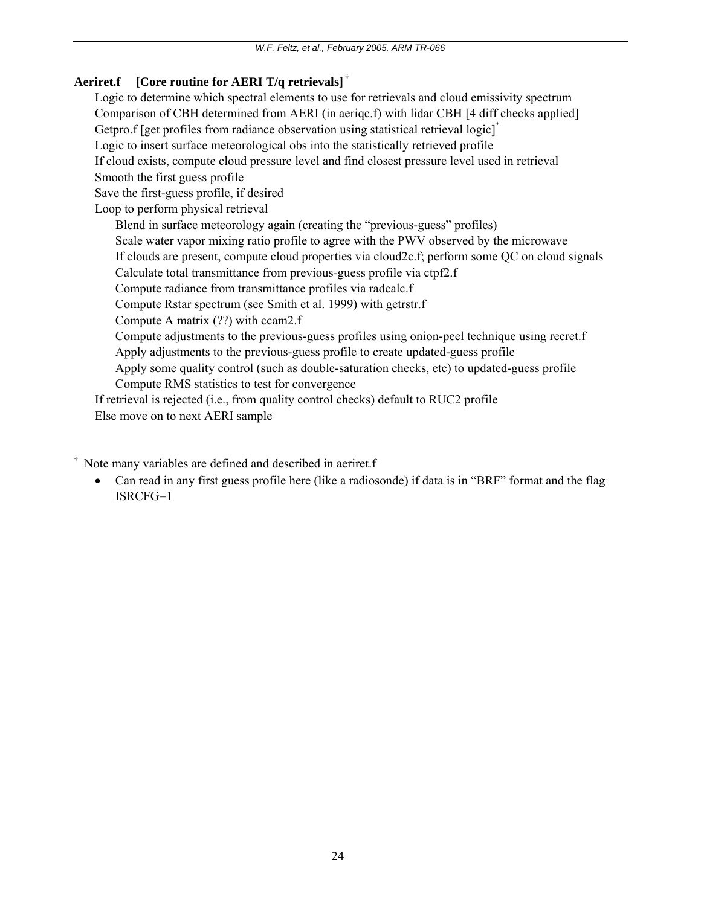**Aeriret.f [Core routine for AERI T/q retrievals]** [†]

- Logic to determine which spectral elements to use for retrievals and cloud emissivity spectrum
- Comparison of CBH determined from AERI (in aeriqc.f) with lidar CBH [4 diff checks applied]
- Getpro.f [get profiles from radiance observation using statistical retrieval logic][*]
- Logic to insert surface meteorological obs into the statistically retrieved profile
- If cloud exists, compute cloud pressure level and find closest pressure level used in retrieval
- Smooth the first guess profile
- Save the first-guess profile, if desired
- Loop to perform physical retrieval
  - Blend in surface meteorology again (creating the "previous-guess" profiles)
  - Scale water vapor mixing ratio profile to agree with the PWV observed by the microwave
  - If clouds are present, compute cloud properties via cloud2c.f; perform some QC on cloud signals
  - Calculate total transmittance from previous-guess profile via ctpf2.f
  - Compute radiance from transmittance profiles via radcalc.f
  - Compute Rstar spectrum (see Smith et al. 1999) with getrstr.f
  - Compute A matrix (??) with ccam2.f
  - Compute adjustments to the previous-guess profiles using onion-peel technique using recret.f
  - Apply adjustments to the previous-guess profile to create updated-guess profile
  - Apply some quality control (such as double-saturation checks, etc) to updated-guess profile
  - Compute RMS statistics to test for convergence
- If retrieval is rejected (i.e., from quality control checks) default to RUC2 profile
- Else move on to next AERI sample

[†] Note many variables are defined and described in aeriret.f

- Can read in any first guess profile here (like a radiosonde) if data is in "BRF" format and the flag ISRCFG=1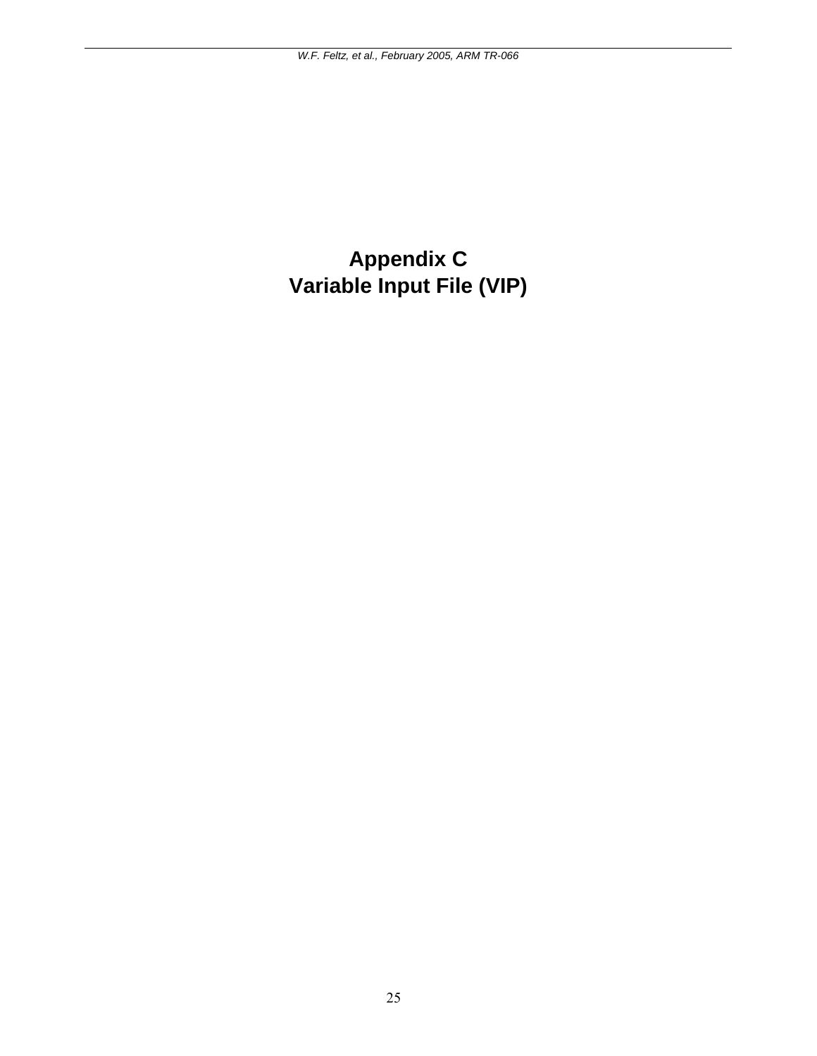# Appendix C
# Variable Input File (VIP)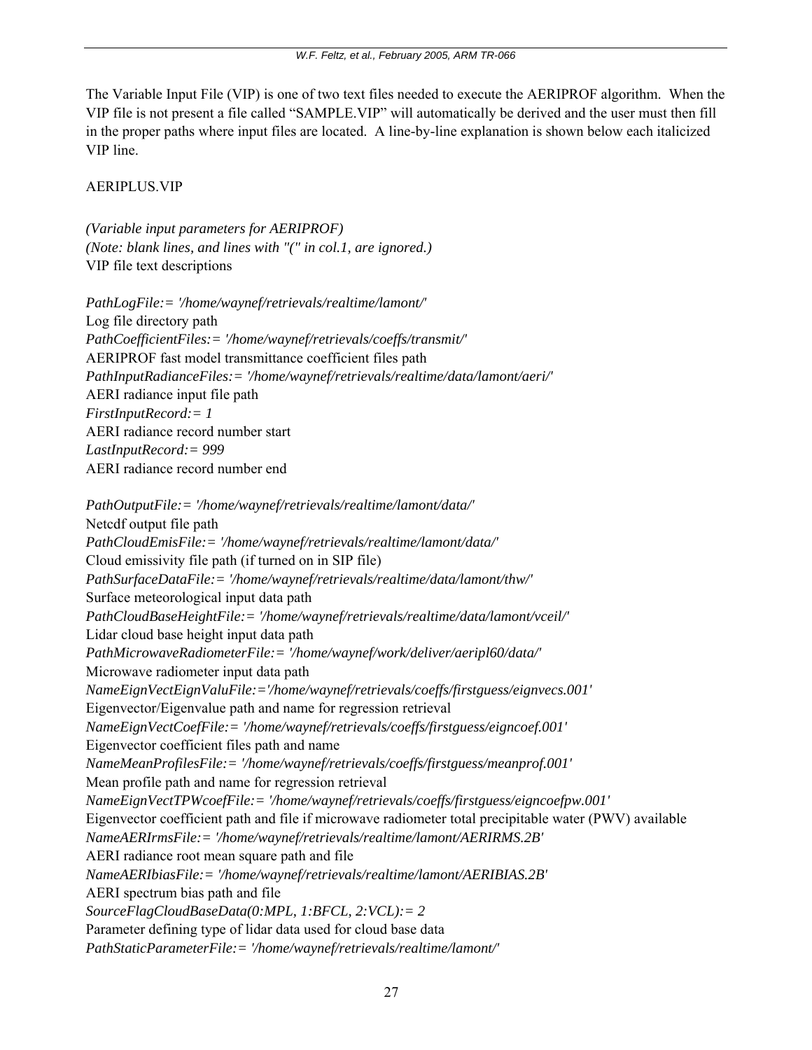The Variable Input File (VIP) is one of two text files needed to execute the AERIPROF algorithm. When the VIP file is not present a file called "SAMPLE.VIP" will automatically be derived and the user must then fill in the proper paths where input files are located. A line-by-line explanation is shown below each italicized VIP line.

AERIPLUS.VIP

*(Variable input parameters for AERIPROF)*
*(Note: blank lines, and lines with "(" in col.1, are ignored.)*
VIP file text descriptions

*PathLogFile:= '/home/waynef/retrievals/realtime/lamont/'*
Log file directory path
*PathCoefficientFiles:= '/home/waynef/retrievals/coeffs/transmit/'*
AERIPROF fast model transmittance coefficient files path
*PathInputRadianceFiles:= '/home/waynef/retrievals/realtime/data/lamont/aeri/'*
AERI radiance input file path
*FirstInputRecord:= 1*
AERI radiance record number start
*LastInputRecord:= 999*
AERI radiance record number end

*PathOutputFile:= '/home/waynef/retrievals/realtime/lamont/data/'*
Netcdf output file path
*PathCloudEmisFile:= '/home/waynef/retrievals/realtime/lamont/data/'*
Cloud emissivity file path (if turned on in SIP file)
*PathSurfaceDataFile:= '/home/waynef/retrievals/realtime/data/lamont/thw/'*
Surface meteorological input data path
*PathCloudBaseHeightFile:= '/home/waynef/retrievals/realtime/data/lamont/vceil/'*
Lidar cloud base height input data path
*PathMicrowaveRadiometerFile:= '/home/waynef/work/deliver/aeripl60/data/'*
Microwave radiometer input data path
*NameEignVectEignValuFile:='/home/waynef/retrievals/coeffs/firstguess/eignvecs.001'*
Eigenvector/Eigenvalue path and name for regression retrieval
*NameEignVectCoefFile:= '/home/waynef/retrievals/coeffs/firstguess/eigncoef.001'*
Eigenvector coefficient files path and name
*NameMeanProfilesFile:= '/home/waynef/retrievals/coeffs/firstguess/meanprof.001'*
Mean profile path and name for regression retrieval
*NameEignVectTPWcoefFile:= '/home/waynef/retrievals/coeffs/firstguess/eigncoefpw.001'*
Eigenvector coefficient path and file if microwave radiometer total precipitable water (PWV) available
*NameAERIrmsFile:= '/home/waynef/retrievals/realtime/lamont/AERIRMS.2B'*
AERI radiance root mean square path and file
*NameAERIbiasFile:= '/home/waynef/retrievals/realtime/lamont/AERIBIAS.2B'*
AERI spectrum bias path and file
*SourceFlagCloudBaseData(0:MPL, 1:BFCL, 2:VCL):= 2*
Parameter defining type of lidar data used for cloud base data
*PathStaticParameterFile:= '/home/waynef/retrievals/realtime/lamont/'*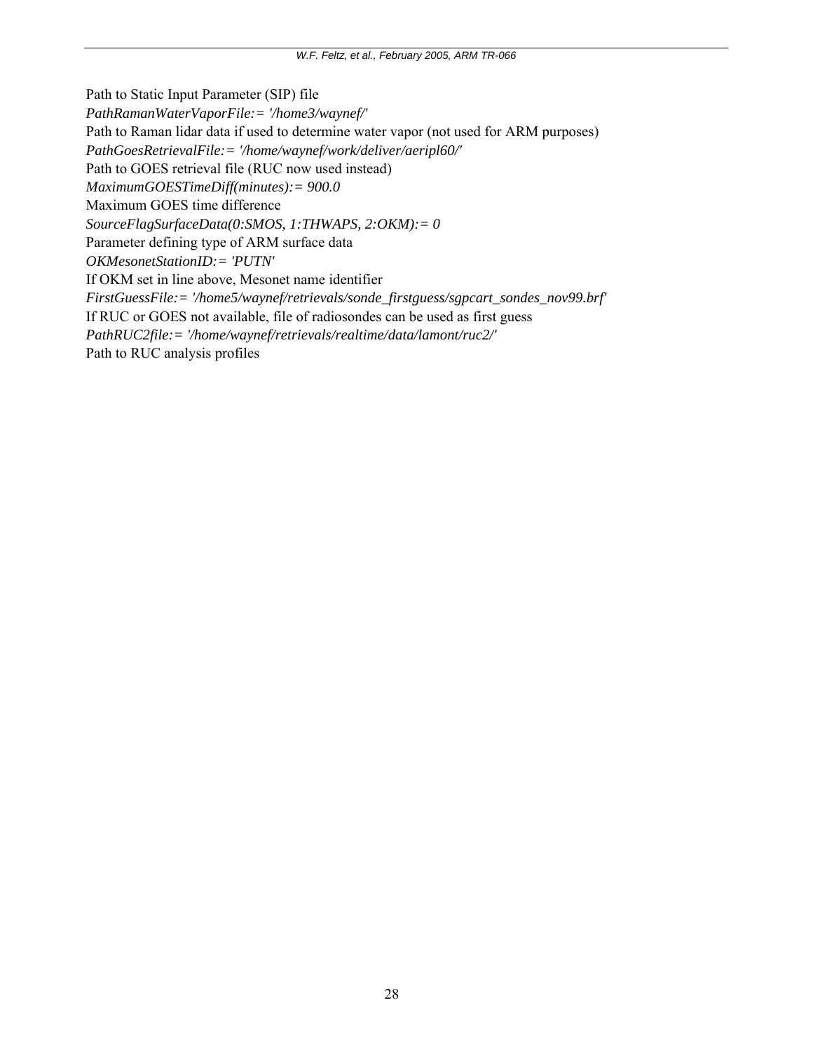Path to Static Input Parameter (SIP) file

*PathRamanWaterVaporFile:= '/home3/waynef/'*

Path to Raman lidar data if used to determine water vapor (not used for ARM purposes)

*PathGoesRetrievalFile:= '/home/waynef/work/deliver/aeripl60/'*

Path to GOES retrieval file (RUC now used instead)

*MaximumGOESTimeDiff(minutes):= 900.0*

Maximum GOES time difference

*SourceFlagSurfaceData(0:SMOS, 1:THWAPS, 2:OKM):= 0*

Parameter defining type of ARM surface data

*OKMesonetStationID:= 'PUTN'*

If OKM set in line above, Mesonet name identifier

*FirstGuessFile:= '/home5/waynef/retrievals/sonde_firstguess/sgpcart_sondes_nov99.brf'*

If RUC or GOES not available, file of radiosondes can be used as first guess

*PathRUC2file:= '/home/waynef/retrievals/realtime/data/lamont/ruc2/'*

Path to RUC analysis profiles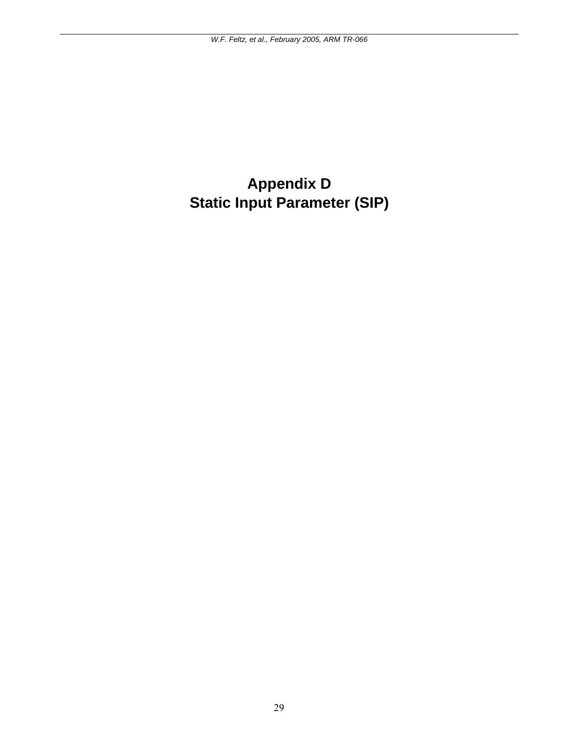# Appendix D
# Static Input Parameter (SIP)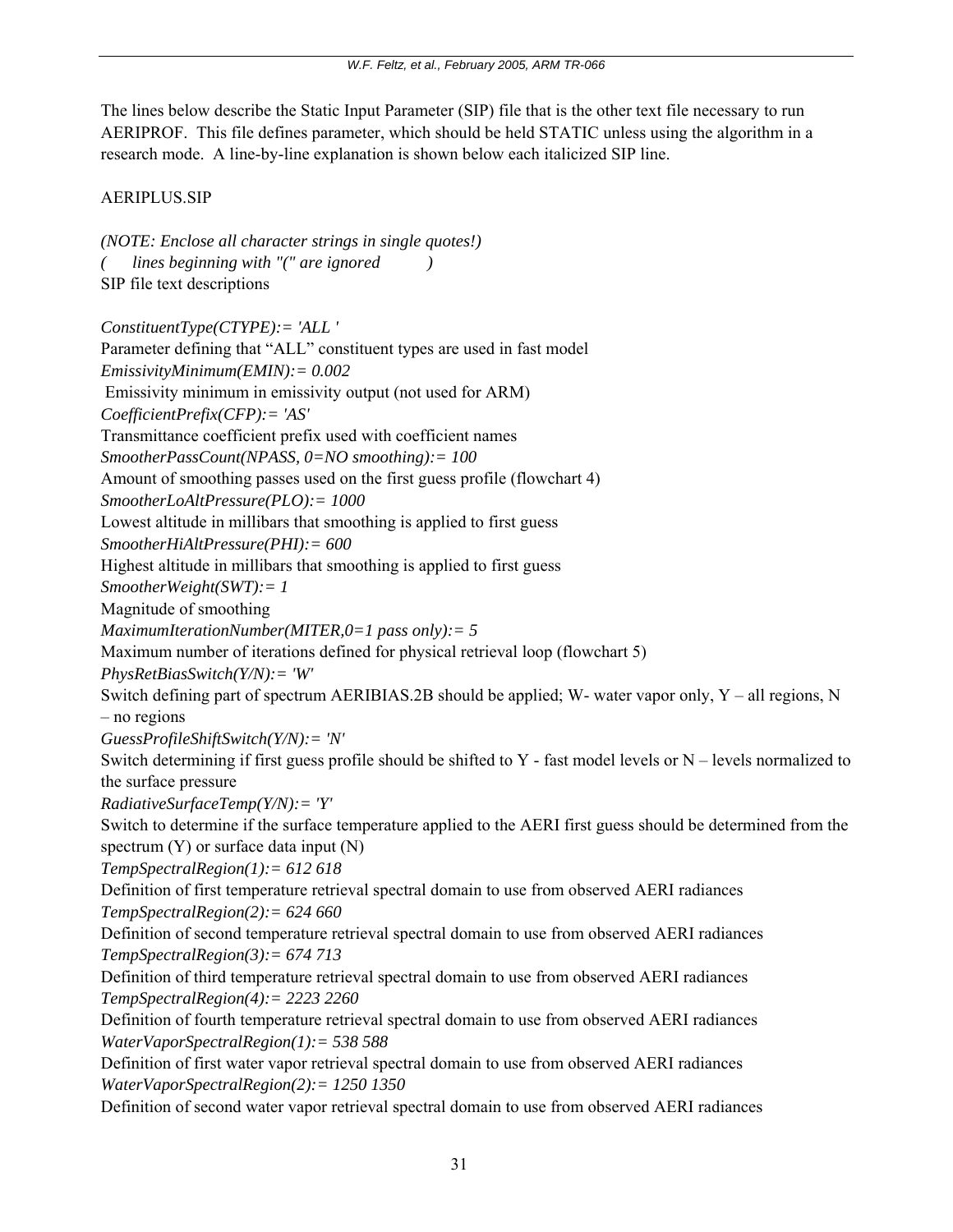The lines below describe the Static Input Parameter (SIP) file that is the other text file necessary to run AERIPROF. This file defines parameter, which should be held STATIC unless using the algorithm in a research mode. A line-by-line explanation is shown below each italicized SIP line.

AERIPLUS.SIP

*(NOTE: Enclose all character strings in single quotes!)*
*(      lines beginning with "(" are ignored          )*
SIP file text descriptions

*ConstituentType(CTYPE):= 'ALL '*
Parameter defining that “ALL” constituent types are used in fast model
*EmissivityMinimum(EMIN):= 0.002*
Emissivity minimum in emissivity output (not used for ARM)
*CoefficientPrefix(CFP):= 'AS'*
Transmittance coefficient prefix used with coefficient names
*SmootherPassCount(NPASS, 0=NO smoothing):= 100*
Amount of smoothing passes used on the first guess profile (flowchart 4)
*SmootherLoAltPressure(PLO):= 1000*
Lowest altitude in millibars that smoothing is applied to first guess
*SmootherHiAltPressure(PHI):= 600*
Highest altitude in millibars that smoothing is applied to first guess
*SmootherWeight(SWT):= 1*
Magnitude of smoothing
*MaximumIterationNumber(MITER,0=1 pass only):= 5*
Maximum number of iterations defined for physical retrieval loop (flowchart 5)
*PhysRetBiasSwitch(Y/N):= 'W'*
Switch defining part of spectrum AERIBIAS.2B should be applied; W- water vapor only, Y – all regions, N – no regions
*GuessProfileShiftSwitch(Y/N):= 'N'*
Switch determining if first guess profile should be shifted to Y - fast model levels or N – levels normalized to the surface pressure
*RadiativeSurfaceTemp(Y/N):= 'Y'*
Switch to determine if the surface temperature applied to the AERI first guess should be determined from the spectrum (Y) or surface data input (N)
*TempSpectralRegion(1):= 612 618*
Definition of first temperature retrieval spectral domain to use from observed AERI radiances
*TempSpectralRegion(2):= 624 660*
Definition of second temperature retrieval spectral domain to use from observed AERI radiances
*TempSpectralRegion(3):= 674 713*
Definition of third temperature retrieval spectral domain to use from observed AERI radiances
*TempSpectralRegion(4):= 2223 2260*
Definition of fourth temperature retrieval spectral domain to use from observed AERI radiances
*WaterVaporSpectralRegion(1):= 538 588*
Definition of first water vapor retrieval spectral domain to use from observed AERI radiances
*WaterVaporSpectralRegion(2):= 1250 1350*
Definition of second water vapor retrieval spectral domain to use from observed AERI radiances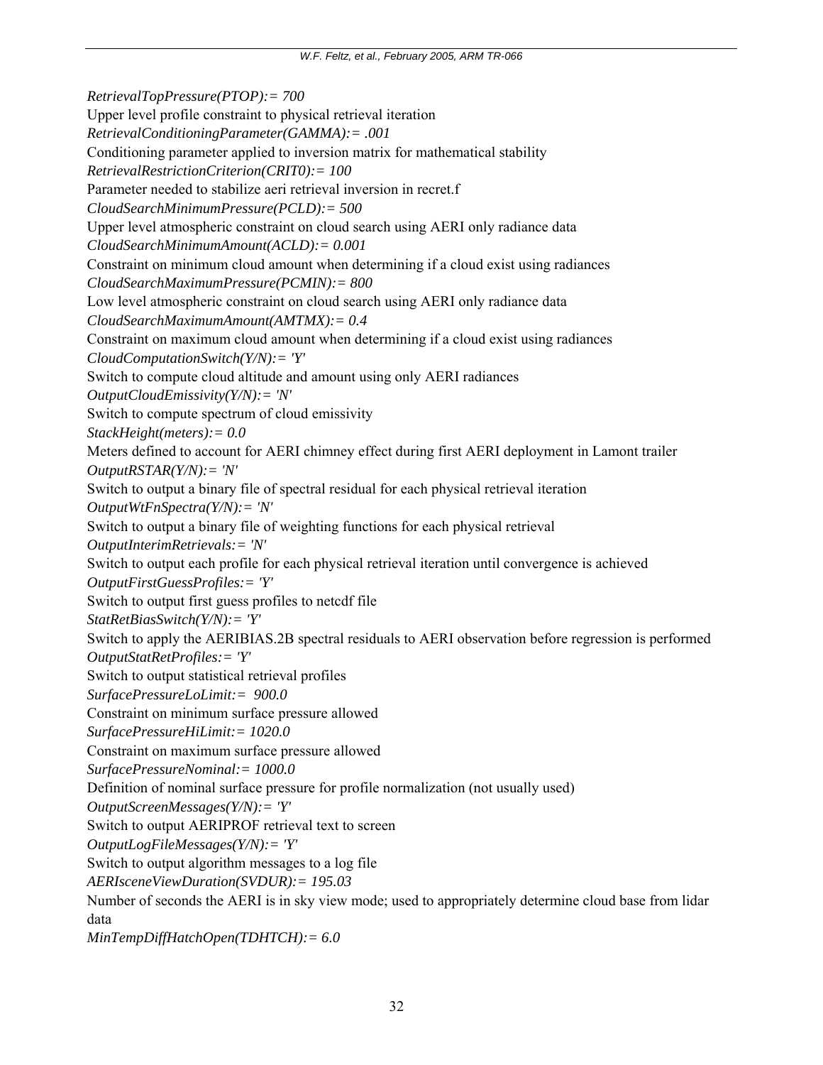*RetrievalTopPressure(PTOP):= 700*

Upper level profile constraint to physical retrieval iteration

*RetrievalConditioningParameter(GAMMA):= .001*

Conditioning parameter applied to inversion matrix for mathematical stability

*RetrievalRestrictionCriterion(CRIT0):= 100*

Parameter needed to stabilize aeri retrieval inversion in recret.f

*CloudSearchMinimumPressure(PCLD):= 500*

Upper level atmospheric constraint on cloud search using AERI only radiance data

*CloudSearchMinimumAmount(ACLD):= 0.001*

Constraint on minimum cloud amount when determining if a cloud exist using radiances

*CloudSearchMaximumPressure(PCMIN):= 800*

Low level atmospheric constraint on cloud search using AERI only radiance data

*CloudSearchMaximumAmount(AMTMX):= 0.4*

Constraint on maximum cloud amount when determining if a cloud exist using radiances

*CloudComputationSwitch(Y/N):= 'Y'*

Switch to compute cloud altitude and amount using only AERI radiances

*OutputCloudEmissivity(Y/N):= 'N'*

Switch to compute spectrum of cloud emissivity

*StackHeight(meters):= 0.0*

Meters defined to account for AERI chimney effect during first AERI deployment in Lamont trailer

*OutputRSTAR(Y/N):= 'N'*

Switch to output a binary file of spectral residual for each physical retrieval iteration

*OutputWtFnSpectra(Y/N):= 'N'*

Switch to output a binary file of weighting functions for each physical retrieval

*OutputInterimRetrievals:= 'N'*

Switch to output each profile for each physical retrieval iteration until convergence is achieved

*OutputFirstGuessProfiles:= 'Y'*

Switch to output first guess profiles to netcdf file

*StatRetBiasSwitch(Y/N):= 'Y'*

Switch to apply the AERIBIAS.2B spectral residuals to AERI observation before regression is performed

*OutputStatRetProfiles:= 'Y'*

Switch to output statistical retrieval profiles

*SurfacePressureLoLimit:= 900.0*

Constraint on minimum surface pressure allowed

*SurfacePressureHiLimit:= 1020.0*

Constraint on maximum surface pressure allowed

*SurfacePressureNominal:= 1000.0*

Definition of nominal surface pressure for profile normalization (not usually used)

*OutputScreenMessages(Y/N):= 'Y'*

Switch to output AERIPROF retrieval text to screen

*OutputLogFileMessages(Y/N):= 'Y'*

Switch to output algorithm messages to a log file

*AERIsceneViewDuration(SVDUR):= 195.03*

Number of seconds the AERI is in sky view mode; used to appropriately determine cloud base from lidar data

*MinTempDiffHatchOpen(TDHTCH):= 6.0*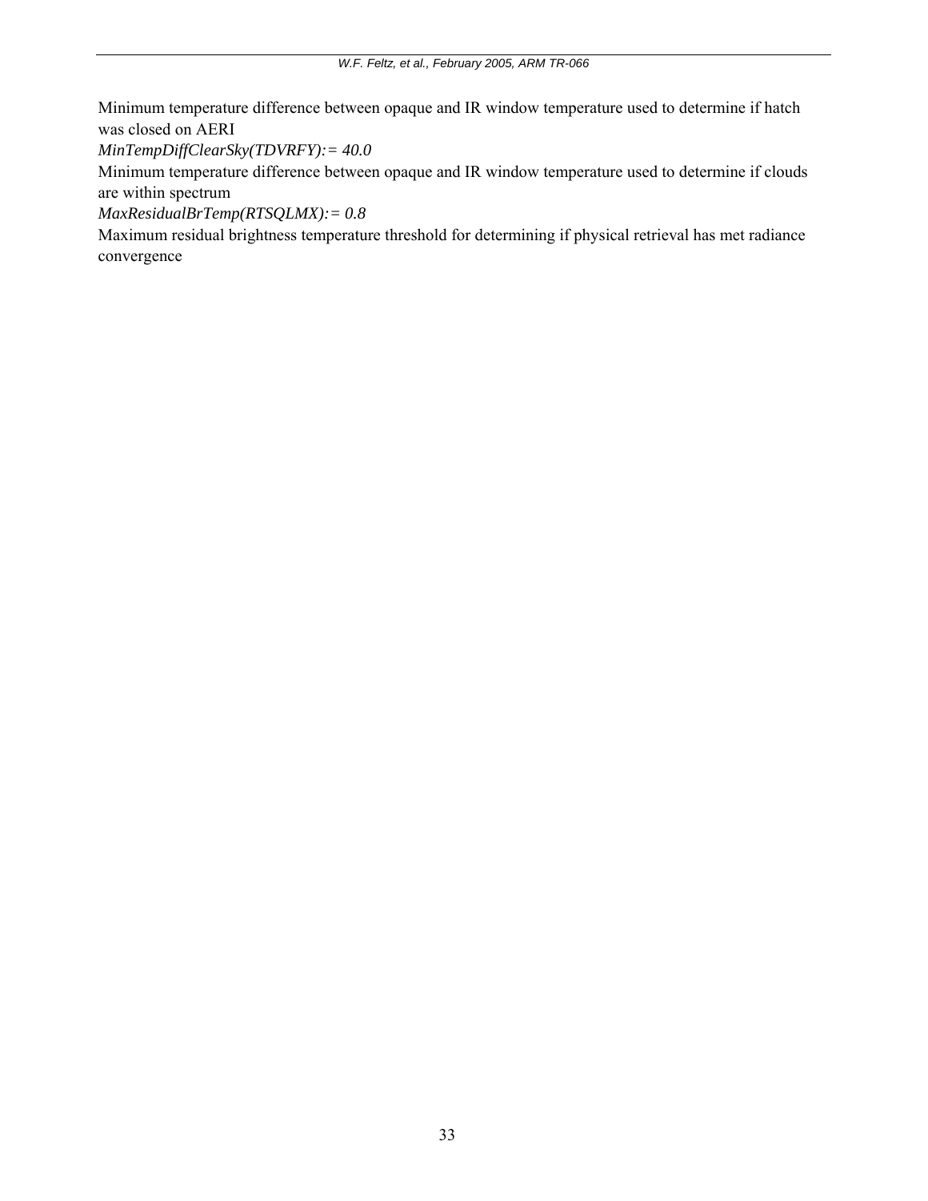Minimum temperature difference between opaque and IR window temperature used to determine if hatch was closed on AERI

*MinTempDiffClearSky(TDVRFY):= 40.0*

Minimum temperature difference between opaque and IR window temperature used to determine if clouds are within spectrum

*MaxResidualBrTemp(RTSQLMX):= 0.8*

Maximum residual brightness temperature threshold for determining if physical retrieval has met radiance convergence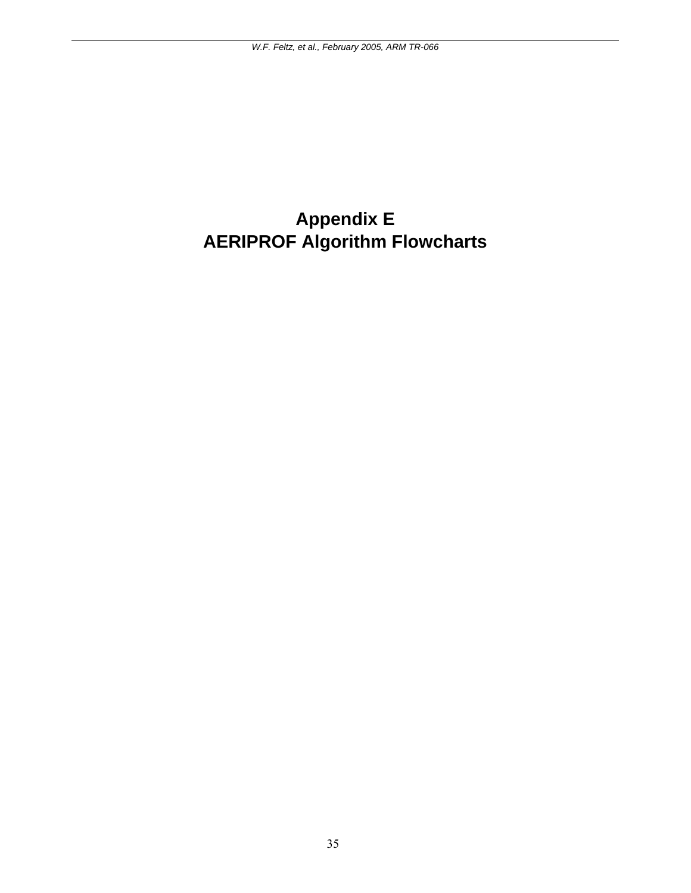# Appendix E
# AERIPROF Algorithm Flowcharts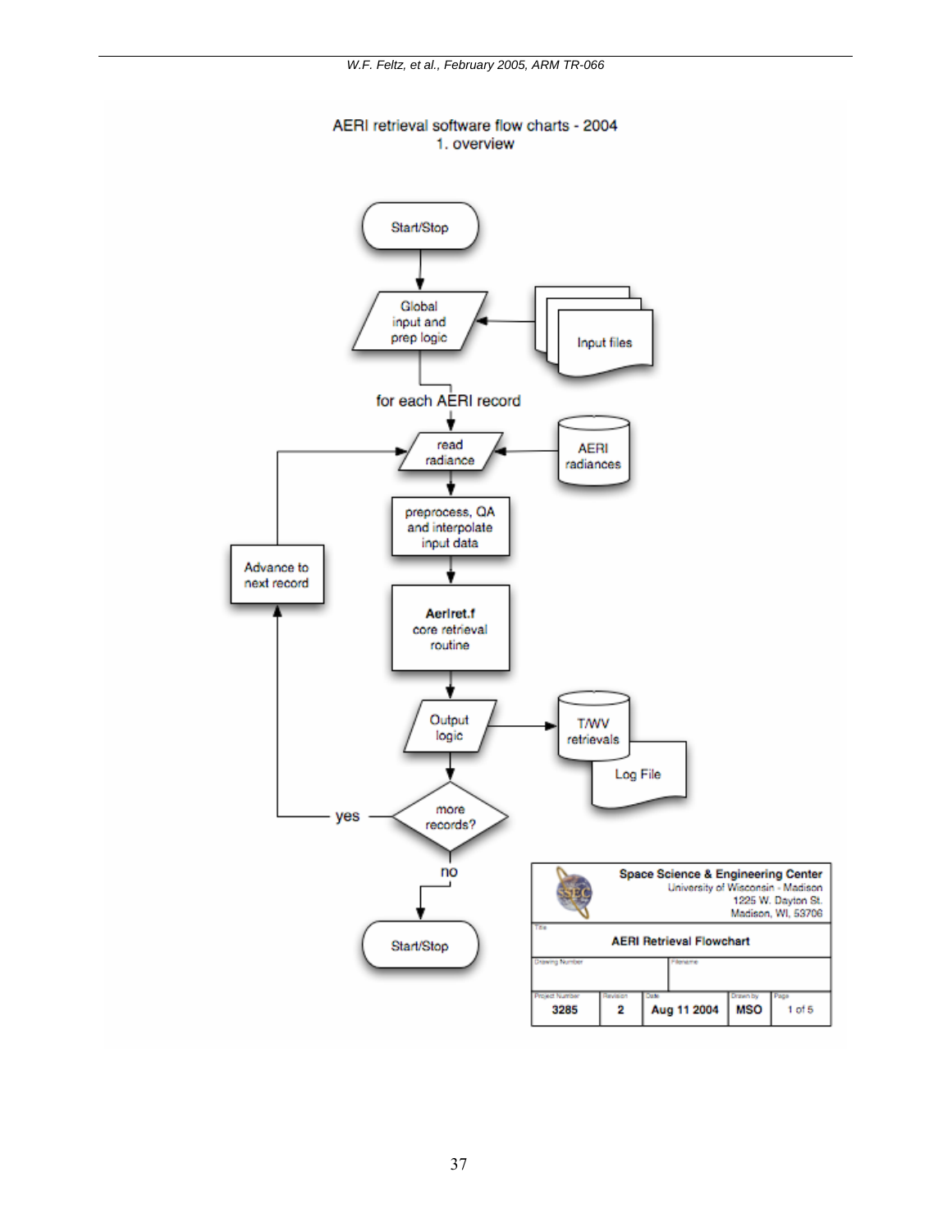AERI retrieval software flow charts - 2004
1. overview

Start/Stop

Global input and prep logic

Input files

for each AERI record

read radiance

AERI radiances

preprocess, QA and interpolate input data

Advance to next record

**Aerlret.f**
core retrieval routine

Output logic

T/WV retrievals

Log File

more records?

yes

no

Start/Stop

**Space Science & Engineering Center**
University of Wisconsin - Madison
1225 W. Dayton St.
Madison, WI, 53706

| Title | | | | |
|---|---|---|---|---|
| **AERI Retrieval Flowchart** | | | | |
| Drawing Number | | Filename | | |
| Project Number | Revision | Date | Drawn by | Page |
| **3285** | **2** | **Aug 11 2004** | **MSO** | 1 of 5 |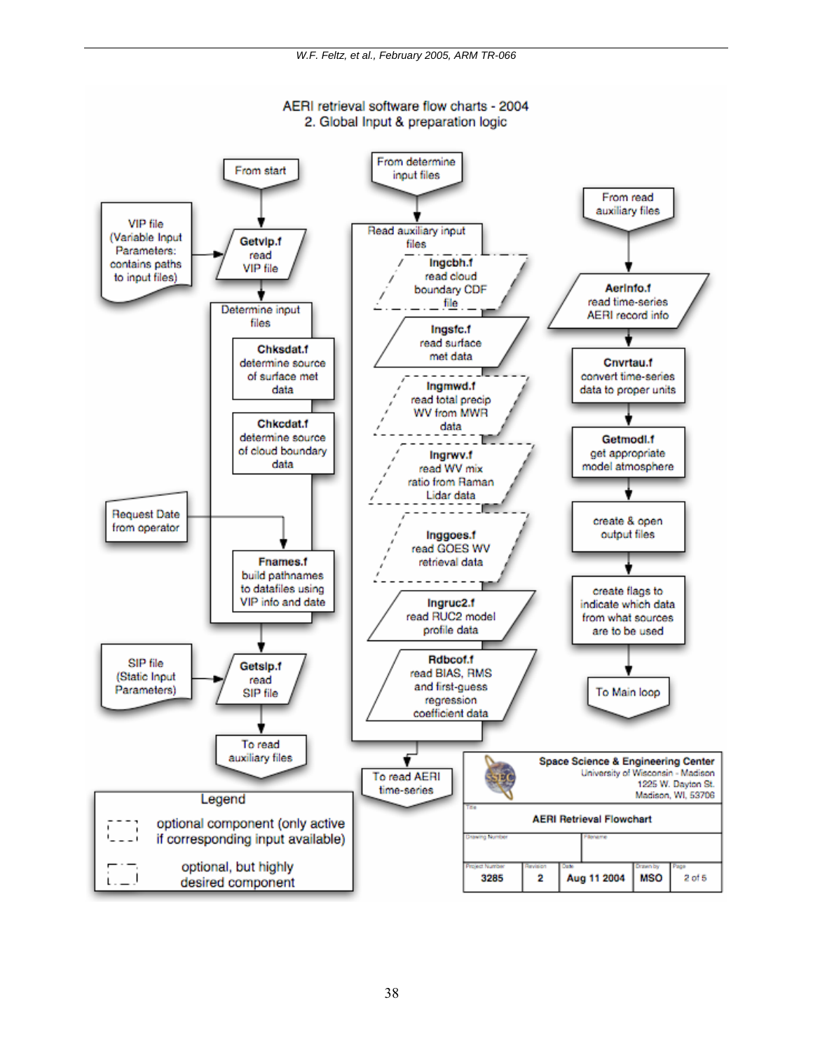# AERI retrieval software flow charts - 2004

## 2. Global Input & preparation logic

**Column 1:**

- From start
- VIP file (Variable Input Parameters: contains paths to input files) → **Getvip.f** read VIP file
- Determine input files
  - **Chksdat.f** determine source of surface met data
  - **Chkcdat.f** determine source of cloud boundary data
  - Request Date from operator → **Fnames.f** build pathnames to datafiles using VIP info and date
- SIP file (Static Input Parameters) → **Getsip.f** read SIP file
- To read auxiliary files

**Column 2:**

- From determine input files
- Read auxiliary input files
  - **Ingcbh.f** read cloud boundary CDF file
  - **Ingsfc.f** read surface met data
  - **Ingmwd.f** read total precip WV from MWR data
  - **Ingrwv.f** read WV mix ratio from Raman Lidar data
  - **Inggoes.f** read GOES WV retrieval data
  - **Ingruc2.f** read RUC2 model profile data
  - **Rdbcof.f** read BIAS, RMS and first-guess regression coefficient data
- To read AERI time-series

**Column 3:**

- From read auxiliary files
- **Aerinfo.f** read time-series AERI record info
- **Cnvrtau.f** convert time-series data to proper units
- **Getmodl.f** get appropriate model atmosphere
- create & open output files
- create flags to indicate which data from what sources are to be used
- To Main loop

**Legend**

- optional component (only active if corresponding input available)
- optional, but highly desired component

| Space Science & Engineering Center, University of Wisconsin - Madison, 1225 W. Dayton St. Madison, WI, 53706 | | | | |
|---|---|---|---|---|
| Title: AERI Retrieval Flowchart | | | | |
| Project Number | Revision | Date | Drawn by | Page |
| 3285 | 2 | Aug 11 2004 | MSO | 2 of 5 |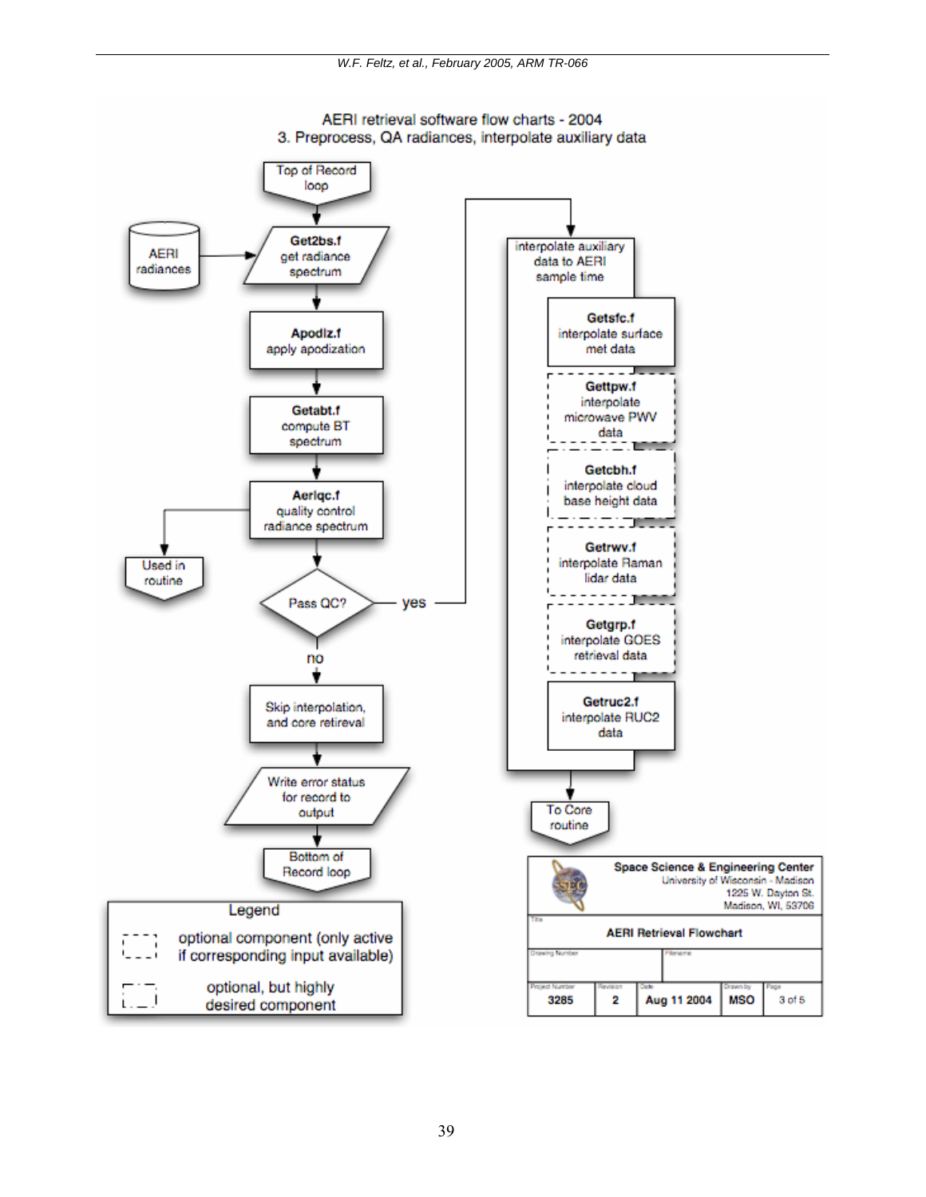AERI retrieval software flow charts - 2004

3. Preprocess, QA radiances, interpolate auxiliary data

Top of Record loop

AERI radiances

**Get2bs.f** get radiance spectrum

**Apodiz.f** apply apodization

**Getabt.f** compute BT spectrum

**Aeriqc.f** quality control radiance spectrum

Used in routine

Pass QC?

yes

no

Skip interpolation, and core retireval

Write error status for record to output

Bottom of Record loop

interpolate auxiliary data to AERI sample time

**Getsfc.f** interpolate surface met data

**Gettpw.f** interpolate microwave PWV data

**Getcbh.f** interpolate cloud base height data

**Getrwv.f** interpolate Raman lidar data

**Getgrp.f** interpolate GOES retrieval data

**Getruc2.f** interpolate RUC2 data

To Core routine

Legend

optional component (only active if corresponding input available)

optional, but highly desired component

**Space Science & Engineering Center**
University of Wisconsin - Madison
1225 W. Dayton St.
Madison, WI, 53706

Title: **AERI Retrieval Flowchart**

| Drawing Number | Filename | | | |
|---|---|---|---|---|
| Project Number | Revision | Date | Drawn by | Page |
| 3285 | 2 | Aug 11 2004 | MSO | 3 of 5 |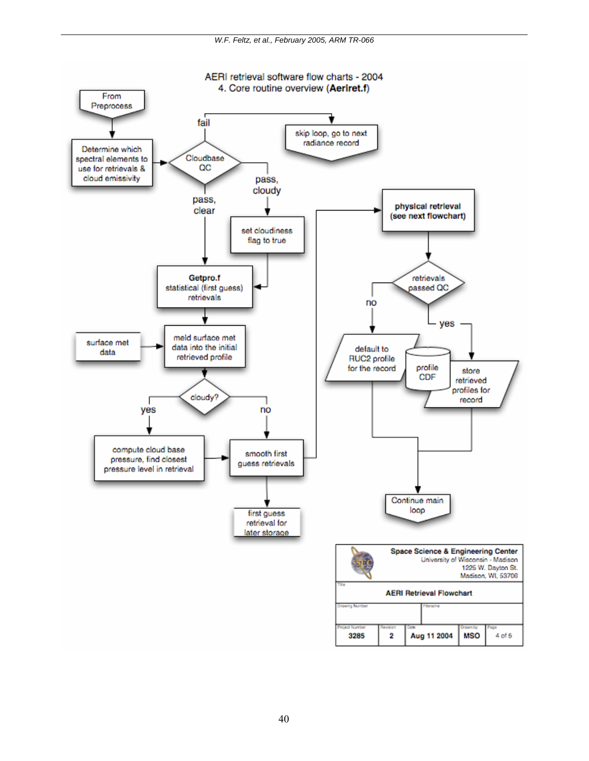AERI retrieval software flow charts - 2004
4. Core routine overview (**Aeriret.f**)

- From Preprocess
- Determine which spectral elements to use for retrievals & cloud emissivity
- Cloudbase QC
  - fail → skip loop, go to next radiance record
  - pass, cloudy → set cloudiness flag to true → Getpro.f
  - pass, clear → Getpro.f
- **Getpro.f** statistical (first guess) retrievals
- meld surface met data into the initial retrieved profile (input: surface met data)
- cloudy?
  - yes → compute cloud base pressure, find closest pressure level in retrieval → smooth first guess retrievals
  - no → smooth first guess retrievals
- smooth first guess retrievals → first guess retrieval for later storage
- smooth first guess retrievals → **physical retrieval (see next flowchart)**
- retrievals passed QC
  - no → default to RUC2 profile for the record
  - yes → store retrieved profiles for record
  - profile CDF
- Continue main loop

| Space Science & Engineering Center, University of Wisconsin - Madison, 1225 W. Dayton St., Madison, WI, 53706 | | | | |
|---|---|---|---|---|
| Title: AERI Retrieval Flowchart | | | | |
| Drawing Number | Filename | | | |
| Project Number | Revision | Date | Drawn by | Page |
| 3285 | 2 | Aug 11 2004 | MSO | 4 of 5 |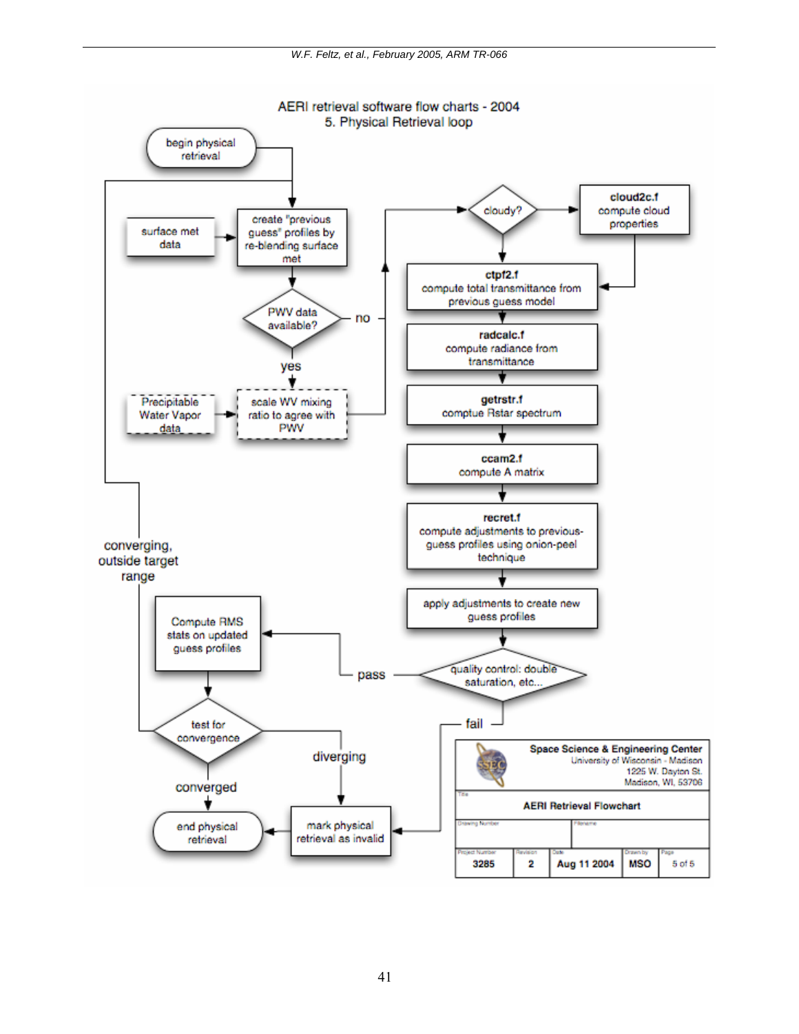AERI retrieval software flow charts - 2004

5. Physical Retrieval loop

begin physical retrieval

surface met data

create "previous guess" profiles by re-blending surface met

PWV data available?

no

yes

Precipitable Water Vapor data

scale WV mixing ratio to agree with PWV

cloudy?

cloud2c.f
compute cloud properties

ctpf2.f
compute total transmittance from previous guess model

radcalc.f
compute radiance from transmittance

getrstr.f
comptue Rstar spectrum

ccam2.f
compute A matrix

recret.f
compute adjustments to previous-guess profiles using onion-peel technique

apply adjustments to create new guess profiles

quality control: double saturation, etc...

pass

fail

Compute RMS stats on updated guess profiles

converging, outside target range

test for convergence

diverging

converged

end physical retrieval

mark physical retrieval as invalid

Space Science & Engineering Center
University of Wisconsin - Madison
1225 W. Dayton St.
Madison, WI, 53706

| | | | | |
|---|---|---|---|---|
| Title | | | | |
| AERI Retrieval Flowchart | | | | |
| Drawing Number | | Filename | | |
| Project Number | Revision | Date | Drawn by | Page |
| 3285 | 2 | Aug 11 2004 | MSO | 5 of 5 |